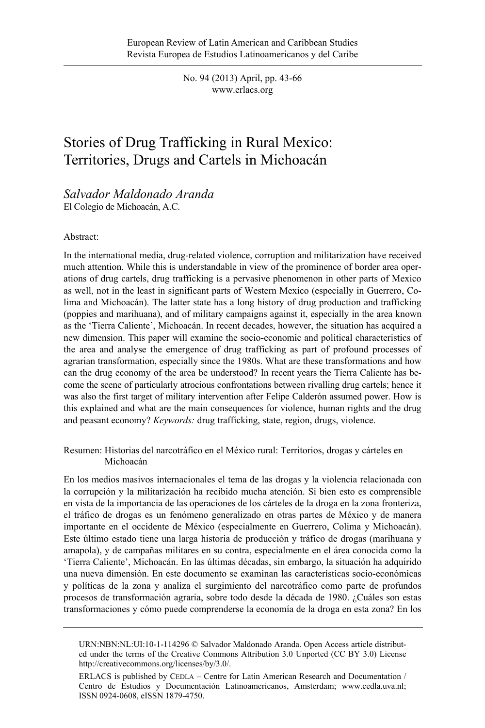European Review of Latin American and Caribbean Studies
Revista Europea de Estudios Latinoamericanos y del Caribe

No. 94 (2013) April, pp. 43-66
www.erlacs.org

# Stories of Drug Trafficking in Rural Mexico: Territories, Drugs and Cartels in Michoacán

*Salvador Maldonado Aranda*
El Colegio de Michoacán, A.C.

Abstract:

In the international media, drug-related violence, corruption and militarization have received much attention. While this is understandable in view of the prominence of border area operations of drug cartels, drug trafficking is a pervasive phenomenon in other parts of Mexico as well, not in the least in significant parts of Western Mexico (especially in Guerrero, Colima and Michoacán). The latter state has a long history of drug production and trafficking (poppies and marihuana), and of military campaigns against it, especially in the area known as the 'Tierra Caliente', Michoacán. In recent decades, however, the situation has acquired a new dimension. This paper will examine the socio-economic and political characteristics of the area and analyse the emergence of drug trafficking as part of profound processes of agrarian transformation, especially since the 1980s. What are these transformations and how can the drug economy of the area be understood? In recent years the Tierra Caliente has become the scene of particularly atrocious confrontations between rivalling drug cartels; hence it was also the first target of military intervention after Felipe Calderón assumed power. How is this explained and what are the main consequences for violence, human rights and the drug and peasant economy? *Keywords:* drug trafficking, state, region, drugs, violence.

Resumen: Historias del narcotráfico en el México rural: Territorios, drogas y cárteles en Michoacán

En los medios masivos internacionales el tema de las drogas y la violencia relacionada con la corrupción y la militarización ha recibido mucha atención. Si bien esto es comprensible en vista de la importancia de las operaciones de los cárteles de la droga en la zona fronteriza, el tráfico de drogas es un fenómeno generalizado en otras partes de México y de manera importante en el occidente de México (especialmente en Guerrero, Colima y Michoacán). Este último estado tiene una larga historia de producción y tráfico de drogas (marihuana y amapola), y de campañas militares en su contra, especialmente en el área conocida como la 'Tierra Caliente', Michoacán. En las últimas décadas, sin embargo, la situación ha adquirido una nueva dimensión. En este documento se examinan las características socio-económicas y políticas de la zona y analiza el surgimiento del narcotráfico como parte de profundos procesos de transformación agraria, sobre todo desde la década de 1980. ¿Cuáles son estas transformaciones y cómo puede comprenderse la economía de la droga en esta zona? En los

URN:NBN:NL:UI:10-1-114296 © Salvador Maldonado Aranda. Open Access article distributed under the terms of the Creative Commons Attribution 3.0 Unported (CC BY 3.0) License http://creativecommons.org/licenses/by/3.0/.

ERLACS is published by CEDLA – Centre for Latin American Research and Documentation / Centro de Estudios y Documentación Latinoamericanos, Amsterdam; www.cedla.uva.nl; ISSN 0924-0608, eISSN 1879-4750.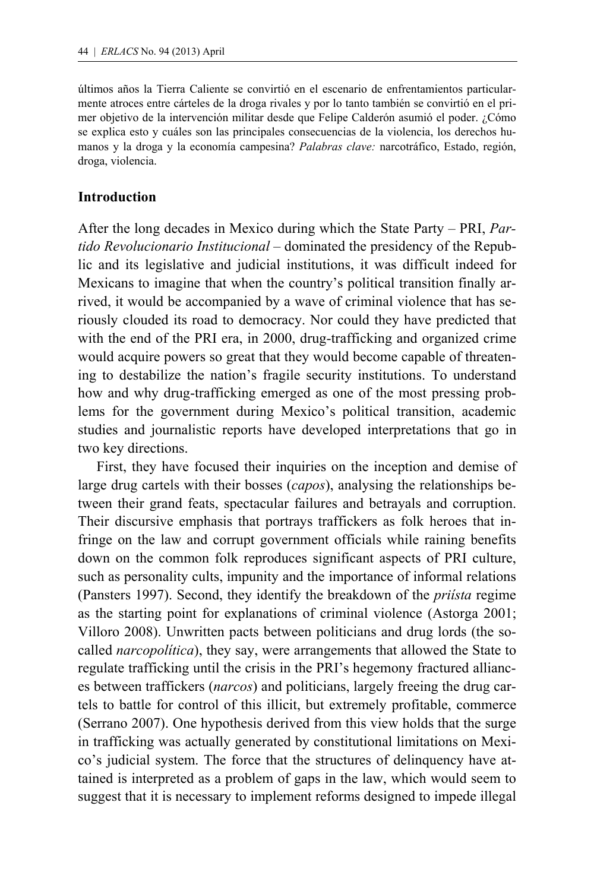últimos años la Tierra Caliente se convirtió en el escenario de enfrentamientos particularmente atroces entre cárteles de la droga rivales y por lo tanto también se convirtió en el primer objetivo de la intervención militar desde que Felipe Calderón asumió el poder. ¿Cómo se explica esto y cuáles son las principales consecuencias de la violencia, los derechos humanos y la droga y la economía campesina? *Palabras clave:* narcotráfico, Estado, región, droga, violencia.

## Introduction

After the long decades in Mexico during which the State Party – PRI, *Partido Revolucionario Institucional* – dominated the presidency of the Republic and its legislative and judicial institutions, it was difficult indeed for Mexicans to imagine that when the country's political transition finally arrived, it would be accompanied by a wave of criminal violence that has seriously clouded its road to democracy. Nor could they have predicted that with the end of the PRI era, in 2000, drug-trafficking and organized crime would acquire powers so great that they would become capable of threatening to destabilize the nation's fragile security institutions. To understand how and why drug-trafficking emerged as one of the most pressing problems for the government during Mexico's political transition, academic studies and journalistic reports have developed interpretations that go in two key directions.

First, they have focused their inquiries on the inception and demise of large drug cartels with their bosses (*capos*), analysing the relationships between their grand feats, spectacular failures and betrayals and corruption. Their discursive emphasis that portrays traffickers as folk heroes that infringe on the law and corrupt government officials while raining benefits down on the common folk reproduces significant aspects of PRI culture, such as personality cults, impunity and the importance of informal relations (Pansters 1997). Second, they identify the breakdown of the *priísta* regime as the starting point for explanations of criminal violence (Astorga 2001; Villoro 2008). Unwritten pacts between politicians and drug lords (the so-called *narcopolítica*), they say, were arrangements that allowed the State to regulate trafficking until the crisis in the PRI's hegemony fractured alliances between traffickers (*narcos*) and politicians, largely freeing the drug cartels to battle for control of this illicit, but extremely profitable, commerce (Serrano 2007). One hypothesis derived from this view holds that the surge in trafficking was actually generated by constitutional limitations on Mexico's judicial system. The force that the structures of delinquency have attained is interpreted as a problem of gaps in the law, which would seem to suggest that it is necessary to implement reforms designed to impede illegal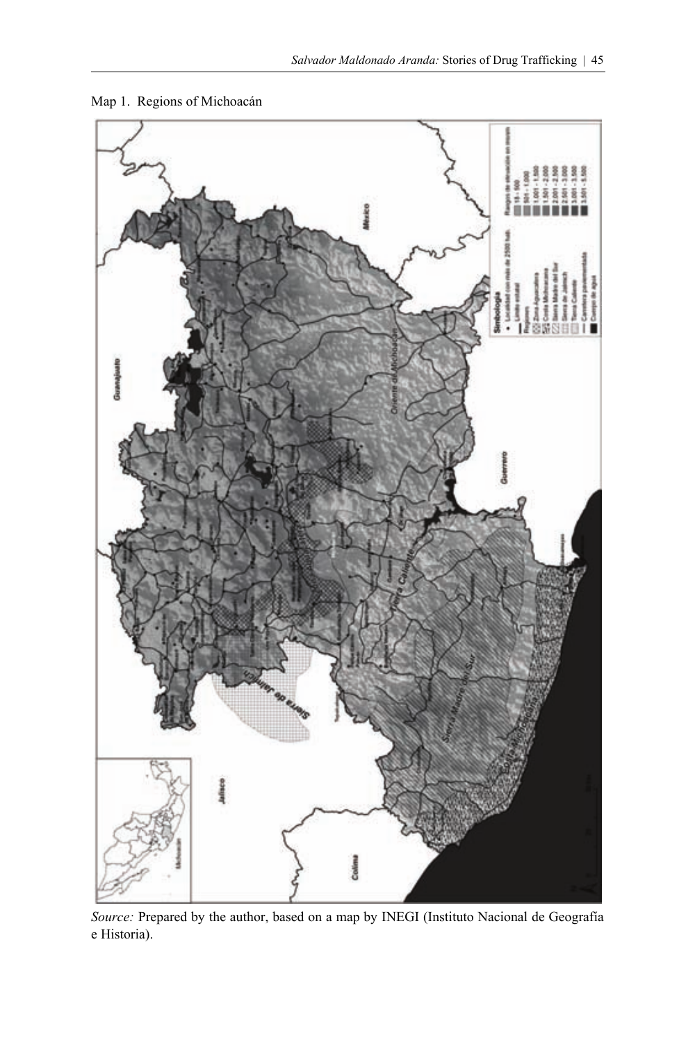Map 1. Regions of Michoacán

*Source:* Prepared by the author, based on a map by INEGI (Instituto Nacional de Geografía e Historia).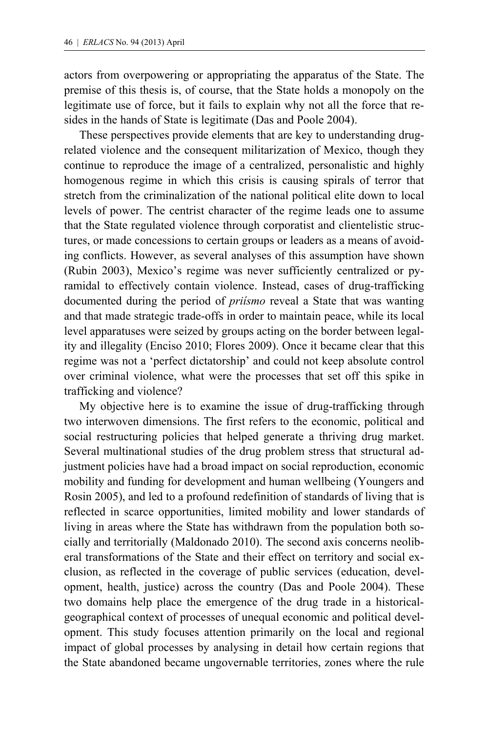actors from overpowering or appropriating the apparatus of the State. The premise of this thesis is, of course, that the State holds a monopoly on the legitimate use of force, but it fails to explain why not all the force that resides in the hands of State is legitimate (Das and Poole 2004).

These perspectives provide elements that are key to understanding drug-related violence and the consequent militarization of Mexico, though they continue to reproduce the image of a centralized, personalistic and highly homogenous regime in which this crisis is causing spirals of terror that stretch from the criminalization of the national political elite down to local levels of power. The centrist character of the regime leads one to assume that the State regulated violence through corporatist and clientelistic structures, or made concessions to certain groups or leaders as a means of avoiding conflicts. However, as several analyses of this assumption have shown (Rubin 2003), Mexico's regime was never sufficiently centralized or pyramidal to effectively contain violence. Instead, cases of drug-trafficking documented during the period of *priísmo* reveal a State that was wanting and that made strategic trade-offs in order to maintain peace, while its local level apparatuses were seized by groups acting on the border between legality and illegality (Enciso 2010; Flores 2009). Once it became clear that this regime was not a 'perfect dictatorship' and could not keep absolute control over criminal violence, what were the processes that set off this spike in trafficking and violence?

My objective here is to examine the issue of drug-trafficking through two interwoven dimensions. The first refers to the economic, political and social restructuring policies that helped generate a thriving drug market. Several multinational studies of the drug problem stress that structural adjustment policies have had a broad impact on social reproduction, economic mobility and funding for development and human wellbeing (Youngers and Rosin 2005), and led to a profound redefinition of standards of living that is reflected in scarce opportunities, limited mobility and lower standards of living in areas where the State has withdrawn from the population both socially and territorially (Maldonado 2010). The second axis concerns neoliberal transformations of the State and their effect on territory and social exclusion, as reflected in the coverage of public services (education, development, health, justice) across the country (Das and Poole 2004). These two domains help place the emergence of the drug trade in a historical-geographical context of processes of unequal economic and political development. This study focuses attention primarily on the local and regional impact of global processes by analysing in detail how certain regions that the State abandoned became ungovernable territories, zones where the rule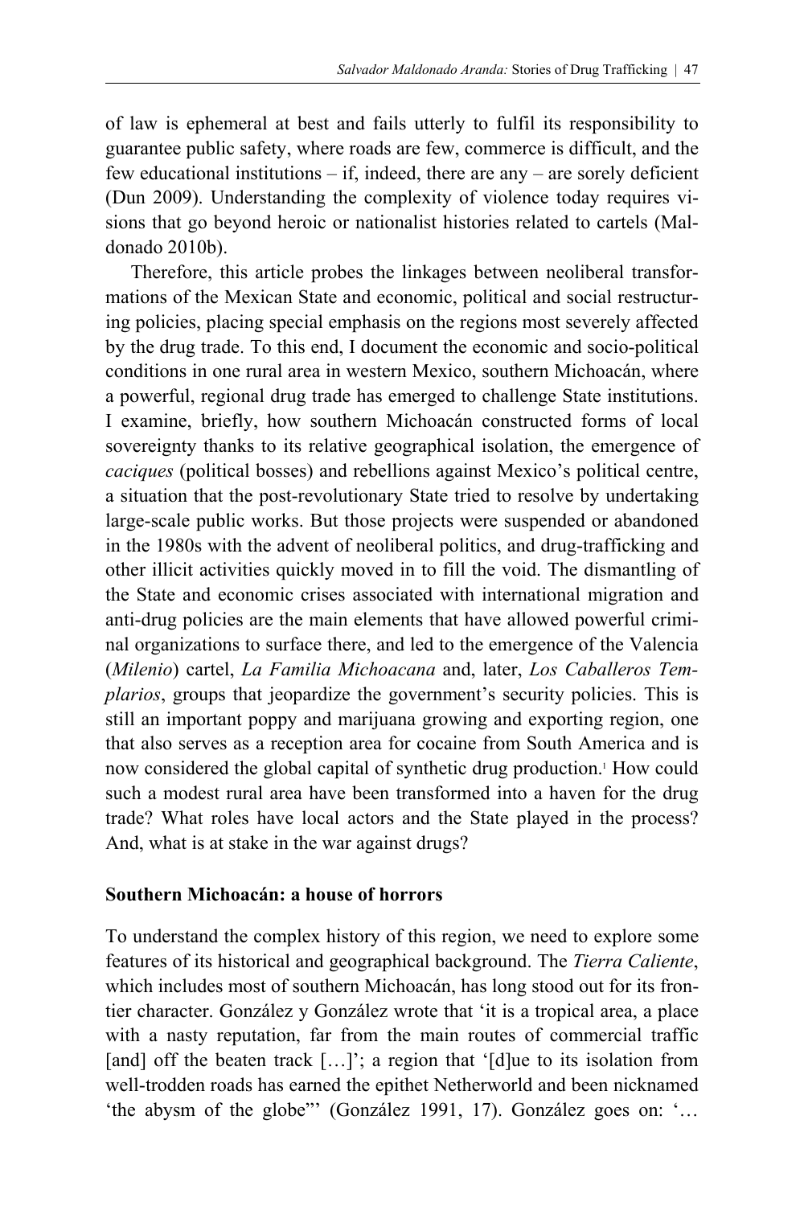of law is ephemeral at best and fails utterly to fulfil its responsibility to guarantee public safety, where roads are few, commerce is difficult, and the few educational institutions – if, indeed, there are any – are sorely deficient (Dun 2009). Understanding the complexity of violence today requires visions that go beyond heroic or nationalist histories related to cartels (Maldonado 2010b).

Therefore, this article probes the linkages between neoliberal transformations of the Mexican State and economic, political and social restructuring policies, placing special emphasis on the regions most severely affected by the drug trade. To this end, I document the economic and socio-political conditions in one rural area in western Mexico, southern Michoacán, where a powerful, regional drug trade has emerged to challenge State institutions. I examine, briefly, how southern Michoacán constructed forms of local sovereignty thanks to its relative geographical isolation, the emergence of *caciques* (political bosses) and rebellions against Mexico's political centre, a situation that the post-revolutionary State tried to resolve by undertaking large-scale public works. But those projects were suspended or abandoned in the 1980s with the advent of neoliberal politics, and drug-trafficking and other illicit activities quickly moved in to fill the void. The dismantling of the State and economic crises associated with international migration and anti-drug policies are the main elements that have allowed powerful criminal organizations to surface there, and led to the emergence of the Valencia (*Milenio*) cartel, *La Familia Michoacana* and, later, *Los Caballeros Templarios*, groups that jeopardize the government's security policies. This is still an important poppy and marijuana growing and exporting region, one that also serves as a reception area for cocaine from South America and is now considered the global capital of synthetic drug production.[1] How could such a modest rural area have been transformed into a haven for the drug trade? What roles have local actors and the State played in the process? And, what is at stake in the war against drugs?

## Southern Michoacán: a house of horrors

To understand the complex history of this region, we need to explore some features of its historical and geographical background. The *Tierra Caliente*, which includes most of southern Michoacán, has long stood out for its frontier character. González y González wrote that 'it is a tropical area, a place with a nasty reputation, far from the main routes of commercial traffic [and] off the beaten track […]'; a region that '[d]ue to its isolation from well-trodden roads has earned the epithet Netherworld and been nicknamed 'the abysm of the globe"' (González 1991, 17). González goes on: '…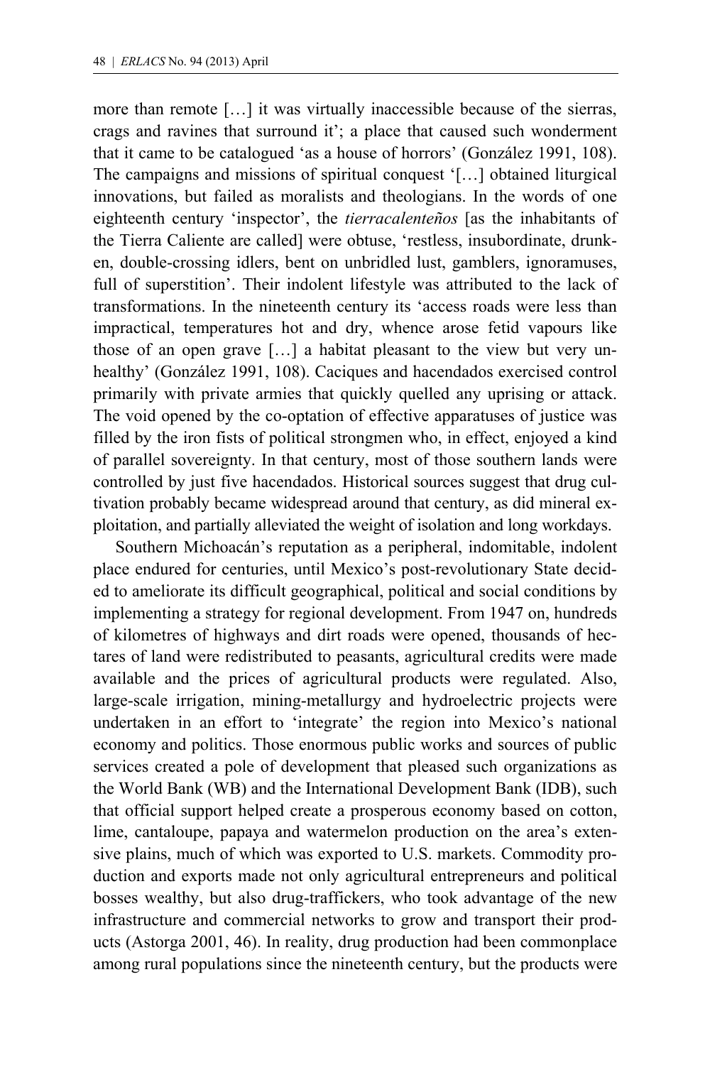more than remote […] it was virtually inaccessible because of the sierras, crags and ravines that surround it'; a place that caused such wonderment that it came to be catalogued 'as a house of horrors' (González 1991, 108). The campaigns and missions of spiritual conquest '[…] obtained liturgical innovations, but failed as moralists and theologians. In the words of one eighteenth century 'inspector', the *tierracalenteños* [as the inhabitants of the Tierra Caliente are called] were obtuse, 'restless, insubordinate, drunken, double-crossing idlers, bent on unbridled lust, gamblers, ignoramuses, full of superstition'. Their indolent lifestyle was attributed to the lack of transformations. In the nineteenth century its 'access roads were less than impractical, temperatures hot and dry, whence arose fetid vapours like those of an open grave […] a habitat pleasant to the view but very unhealthy' (González 1991, 108). Caciques and hacendados exercised control primarily with private armies that quickly quelled any uprising or attack. The void opened by the co-optation of effective apparatuses of justice was filled by the iron fists of political strongmen who, in effect, enjoyed a kind of parallel sovereignty. In that century, most of those southern lands were controlled by just five hacendados. Historical sources suggest that drug cultivation probably became widespread around that century, as did mineral exploitation, and partially alleviated the weight of isolation and long workdays.

Southern Michoacán's reputation as a peripheral, indomitable, indolent place endured for centuries, until Mexico's post-revolutionary State decided to ameliorate its difficult geographical, political and social conditions by implementing a strategy for regional development. From 1947 on, hundreds of kilometres of highways and dirt roads were opened, thousands of hectares of land were redistributed to peasants, agricultural credits were made available and the prices of agricultural products were regulated. Also, large-scale irrigation, mining-metallurgy and hydroelectric projects were undertaken in an effort to 'integrate' the region into Mexico's national economy and politics. Those enormous public works and sources of public services created a pole of development that pleased such organizations as the World Bank (WB) and the International Development Bank (IDB), such that official support helped create a prosperous economy based on cotton, lime, cantaloupe, papaya and watermelon production on the area's extensive plains, much of which was exported to U.S. markets. Commodity production and exports made not only agricultural entrepreneurs and political bosses wealthy, but also drug-traffickers, who took advantage of the new infrastructure and commercial networks to grow and transport their products (Astorga 2001, 46). In reality, drug production had been commonplace among rural populations since the nineteenth century, but the products were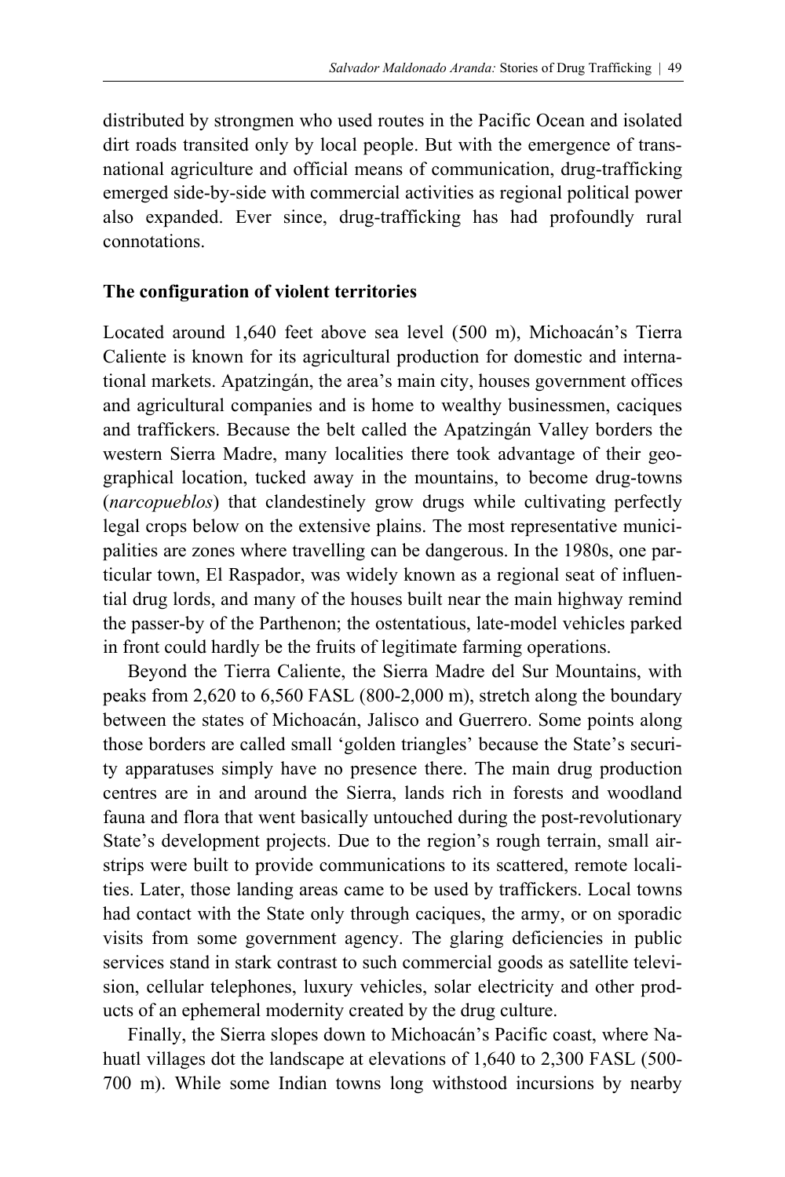distributed by strongmen who used routes in the Pacific Ocean and isolated dirt roads transited only by local people. But with the emergence of transnational agriculture and official means of communication, drug-trafficking emerged side-by-side with commercial activities as regional political power also expanded. Ever since, drug-trafficking has had profoundly rural connotations.

## The configuration of violent territories

Located around 1,640 feet above sea level (500 m), Michoacán's Tierra Caliente is known for its agricultural production for domestic and international markets. Apatzingán, the area's main city, houses government offices and agricultural companies and is home to wealthy businessmen, caciques and traffickers. Because the belt called the Apatzingán Valley borders the western Sierra Madre, many localities there took advantage of their geographical location, tucked away in the mountains, to become drug-towns (*narcopueblos*) that clandestinely grow drugs while cultivating perfectly legal crops below on the extensive plains. The most representative municipalities are zones where travelling can be dangerous. In the 1980s, one particular town, El Raspador, was widely known as a regional seat of influential drug lords, and many of the houses built near the main highway remind the passer-by of the Parthenon; the ostentatious, late-model vehicles parked in front could hardly be the fruits of legitimate farming operations.

Beyond the Tierra Caliente, the Sierra Madre del Sur Mountains, with peaks from 2,620 to 6,560 FASL (800-2,000 m), stretch along the boundary between the states of Michoacán, Jalisco and Guerrero. Some points along those borders are called small 'golden triangles' because the State's security apparatuses simply have no presence there. The main drug production centres are in and around the Sierra, lands rich in forests and woodland fauna and flora that went basically untouched during the post-revolutionary State's development projects. Due to the region's rough terrain, small airstrips were built to provide communications to its scattered, remote localities. Later, those landing areas came to be used by traffickers. Local towns had contact with the State only through caciques, the army, or on sporadic visits from some government agency. The glaring deficiencies in public services stand in stark contrast to such commercial goods as satellite television, cellular telephones, luxury vehicles, solar electricity and other products of an ephemeral modernity created by the drug culture.

Finally, the Sierra slopes down to Michoacán's Pacific coast, where Nahuatl villages dot the landscape at elevations of 1,640 to 2,300 FASL (500-700 m). While some Indian towns long withstood incursions by nearby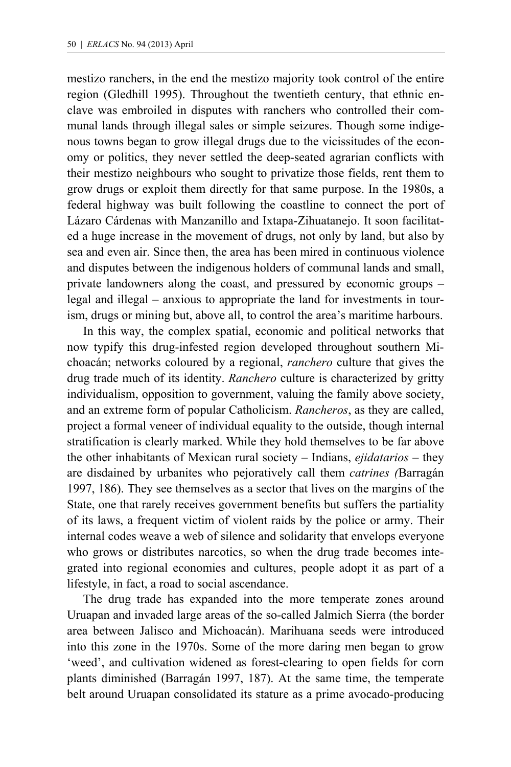mestizo ranchers, in the end the mestizo majority took control of the entire region (Gledhill 1995). Throughout the twentieth century, that ethnic enclave was embroiled in disputes with ranchers who controlled their communal lands through illegal sales or simple seizures. Though some indigenous towns began to grow illegal drugs due to the vicissitudes of the economy or politics, they never settled the deep-seated agrarian conflicts with their mestizo neighbours who sought to privatize those fields, rent them to grow drugs or exploit them directly for that same purpose. In the 1980s, a federal highway was built following the coastline to connect the port of Lázaro Cárdenas with Manzanillo and Ixtapa-Zihuatanejo. It soon facilitated a huge increase in the movement of drugs, not only by land, but also by sea and even air. Since then, the area has been mired in continuous violence and disputes between the indigenous holders of communal lands and small, private landowners along the coast, and pressured by economic groups – legal and illegal – anxious to appropriate the land for investments in tourism, drugs or mining but, above all, to control the area's maritime harbours.

In this way, the complex spatial, economic and political networks that now typify this drug-infested region developed throughout southern Michoacán; networks coloured by a regional, *ranchero* culture that gives the drug trade much of its identity. *Ranchero* culture is characterized by gritty individualism, opposition to government, valuing the family above society, and an extreme form of popular Catholicism. *Rancheros*, as they are called, project a formal veneer of individual equality to the outside, though internal stratification is clearly marked. While they hold themselves to be far above the other inhabitants of Mexican rural society – Indians, *ejidatarios* – they are disdained by urbanites who pejoratively call them *catrines (*Barragán 1997, 186). They see themselves as a sector that lives on the margins of the State, one that rarely receives government benefits but suffers the partiality of its laws, a frequent victim of violent raids by the police or army. Their internal codes weave a web of silence and solidarity that envelops everyone who grows or distributes narcotics, so when the drug trade becomes integrated into regional economies and cultures, people adopt it as part of a lifestyle, in fact, a road to social ascendance.

The drug trade has expanded into the more temperate zones around Uruapan and invaded large areas of the so-called Jalmich Sierra (the border area between Jalisco and Michoacán). Marihuana seeds were introduced into this zone in the 1970s. Some of the more daring men began to grow 'weed', and cultivation widened as forest-clearing to open fields for corn plants diminished (Barragán 1997, 187). At the same time, the temperate belt around Uruapan consolidated its stature as a prime avocado-producing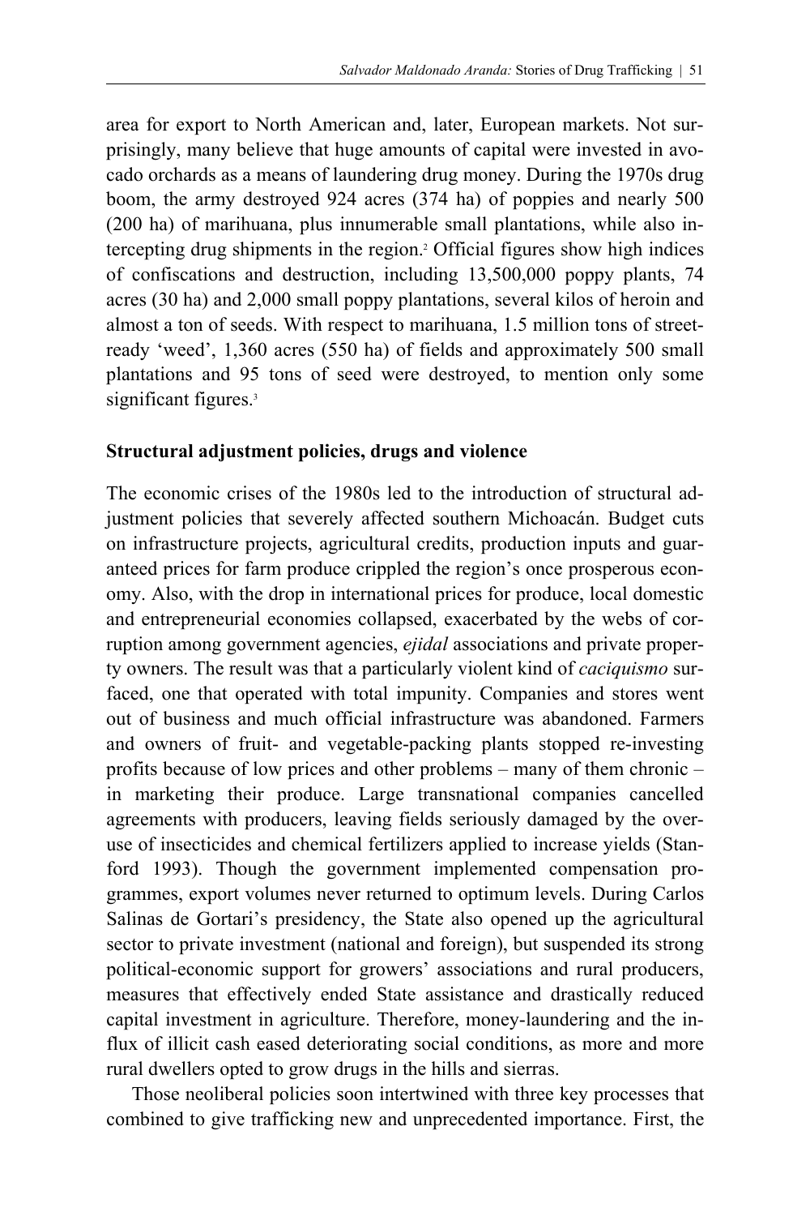area for export to North American and, later, European markets. Not surprisingly, many believe that huge amounts of capital were invested in avocado orchards as a means of laundering drug money. During the 1970s drug boom, the army destroyed 924 acres (374 ha) of poppies and nearly 500 (200 ha) of marihuana, plus innumerable small plantations, while also intercepting drug shipments in the region.[2] Official figures show high indices of confiscations and destruction, including 13,500,000 poppy plants, 74 acres (30 ha) and 2,000 small poppy plantations, several kilos of heroin and almost a ton of seeds. With respect to marihuana, 1.5 million tons of street-ready 'weed', 1,360 acres (550 ha) of fields and approximately 500 small plantations and 95 tons of seed were destroyed, to mention only some significant figures.[3]

## Structural adjustment policies, drugs and violence

The economic crises of the 1980s led to the introduction of structural adjustment policies that severely affected southern Michoacán. Budget cuts on infrastructure projects, agricultural credits, production inputs and guaranteed prices for farm produce crippled the region's once prosperous economy. Also, with the drop in international prices for produce, local domestic and entrepreneurial economies collapsed, exacerbated by the webs of corruption among government agencies, *ejidal* associations and private property owners. The result was that a particularly violent kind of *caciquismo* surfaced, one that operated with total impunity. Companies and stores went out of business and much official infrastructure was abandoned. Farmers and owners of fruit- and vegetable-packing plants stopped re-investing profits because of low prices and other problems – many of them chronic – in marketing their produce. Large transnational companies cancelled agreements with producers, leaving fields seriously damaged by the overuse of insecticides and chemical fertilizers applied to increase yields (Stanford 1993). Though the government implemented compensation programmes, export volumes never returned to optimum levels. During Carlos Salinas de Gortari's presidency, the State also opened up the agricultural sector to private investment (national and foreign), but suspended its strong political-economic support for growers' associations and rural producers, measures that effectively ended State assistance and drastically reduced capital investment in agriculture. Therefore, money-laundering and the influx of illicit cash eased deteriorating social conditions, as more and more rural dwellers opted to grow drugs in the hills and sierras.

Those neoliberal policies soon intertwined with three key processes that combined to give trafficking new and unprecedented importance. First, the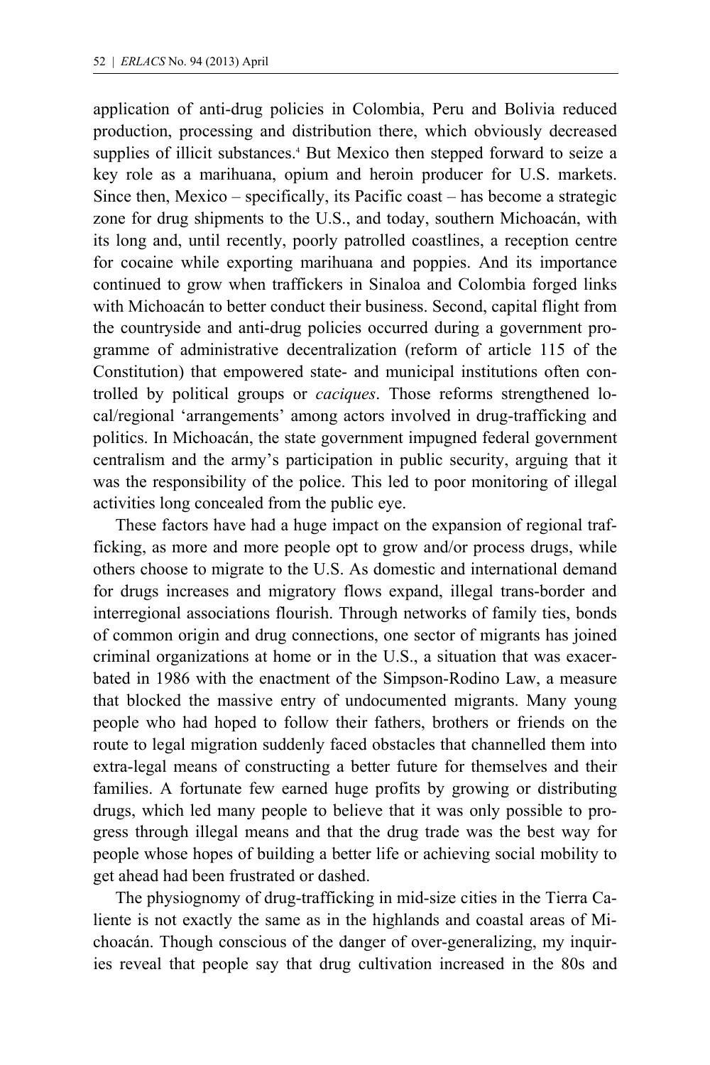application of anti-drug policies in Colombia, Peru and Bolivia reduced production, processing and distribution there, which obviously decreased supplies of illicit substances.[4] But Mexico then stepped forward to seize a key role as a marihuana, opium and heroin producer for U.S. markets. Since then, Mexico – specifically, its Pacific coast – has become a strategic zone for drug shipments to the U.S., and today, southern Michoacán, with its long and, until recently, poorly patrolled coastlines, a reception centre for cocaine while exporting marihuana and poppies. And its importance continued to grow when traffickers in Sinaloa and Colombia forged links with Michoacán to better conduct their business. Second, capital flight from the countryside and anti-drug policies occurred during a government programme of administrative decentralization (reform of article 115 of the Constitution) that empowered state- and municipal institutions often controlled by political groups or *caciques*. Those reforms strengthened local/regional 'arrangements' among actors involved in drug-trafficking and politics. In Michoacán, the state government impugned federal government centralism and the army's participation in public security, arguing that it was the responsibility of the police. This led to poor monitoring of illegal activities long concealed from the public eye.

These factors have had a huge impact on the expansion of regional trafficking, as more and more people opt to grow and/or process drugs, while others choose to migrate to the U.S. As domestic and international demand for drugs increases and migratory flows expand, illegal trans-border and interregional associations flourish. Through networks of family ties, bonds of common origin and drug connections, one sector of migrants has joined criminal organizations at home or in the U.S., a situation that was exacerbated in 1986 with the enactment of the Simpson-Rodino Law, a measure that blocked the massive entry of undocumented migrants. Many young people who had hoped to follow their fathers, brothers or friends on the route to legal migration suddenly faced obstacles that channelled them into extra-legal means of constructing a better future for themselves and their families. A fortunate few earned huge profits by growing or distributing drugs, which led many people to believe that it was only possible to progress through illegal means and that the drug trade was the best way for people whose hopes of building a better life or achieving social mobility to get ahead had been frustrated or dashed.

The physiognomy of drug-trafficking in mid-size cities in the Tierra Caliente is not exactly the same as in the highlands and coastal areas of Michoacán. Though conscious of the danger of over-generalizing, my inquiries reveal that people say that drug cultivation increased in the 80s and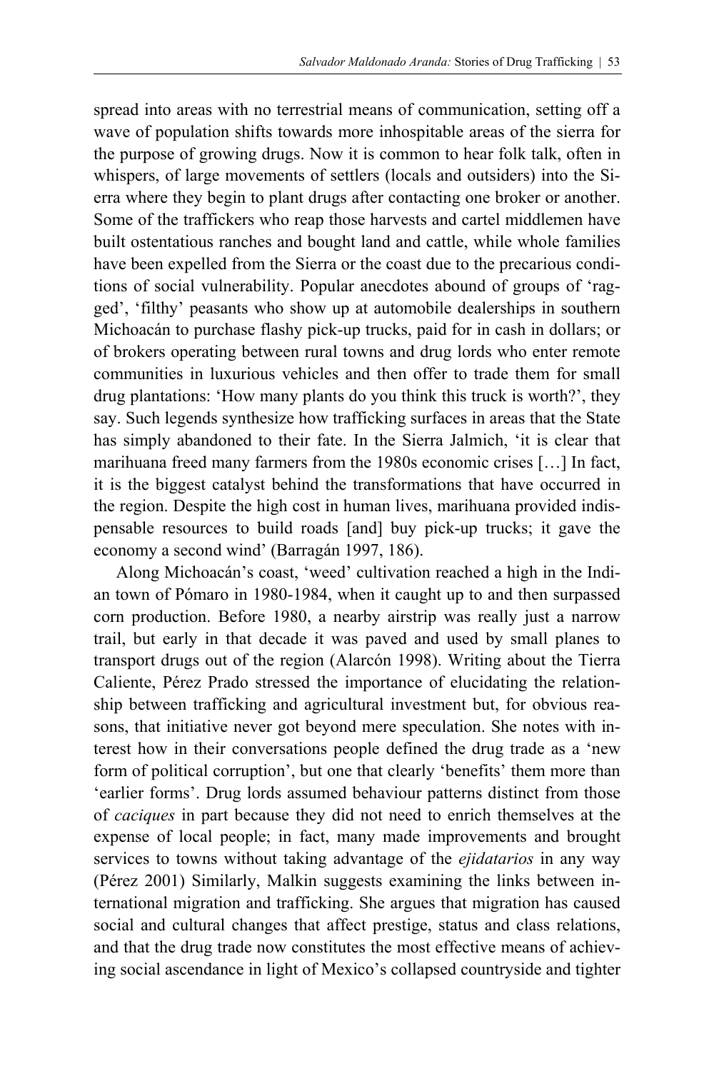spread into areas with no terrestrial means of communication, setting off a wave of population shifts towards more inhospitable areas of the sierra for the purpose of growing drugs. Now it is common to hear folk talk, often in whispers, of large movements of settlers (locals and outsiders) into the Sierra where they begin to plant drugs after contacting one broker or another. Some of the traffickers who reap those harvests and cartel middlemen have built ostentatious ranches and bought land and cattle, while whole families have been expelled from the Sierra or the coast due to the precarious conditions of social vulnerability. Popular anecdotes abound of groups of 'ragged', 'filthy' peasants who show up at automobile dealerships in southern Michoacán to purchase flashy pick-up trucks, paid for in cash in dollars; or of brokers operating between rural towns and drug lords who enter remote communities in luxurious vehicles and then offer to trade them for small drug plantations: 'How many plants do you think this truck is worth?', they say. Such legends synthesize how trafficking surfaces in areas that the State has simply abandoned to their fate. In the Sierra Jalmich, 'it is clear that marihuana freed many farmers from the 1980s economic crises […] In fact, it is the biggest catalyst behind the transformations that have occurred in the region. Despite the high cost in human lives, marihuana provided indispensable resources to build roads [and] buy pick-up trucks; it gave the economy a second wind' (Barragán 1997, 186).

Along Michoacán's coast, 'weed' cultivation reached a high in the Indian town of Pómaro in 1980-1984, when it caught up to and then surpassed corn production. Before 1980, a nearby airstrip was really just a narrow trail, but early in that decade it was paved and used by small planes to transport drugs out of the region (Alarcón 1998). Writing about the Tierra Caliente, Pérez Prado stressed the importance of elucidating the relationship between trafficking and agricultural investment but, for obvious reasons, that initiative never got beyond mere speculation. She notes with interest how in their conversations people defined the drug trade as a 'new form of political corruption', but one that clearly 'benefits' them more than 'earlier forms'. Drug lords assumed behaviour patterns distinct from those of *caciques* in part because they did not need to enrich themselves at the expense of local people; in fact, many made improvements and brought services to towns without taking advantage of the *ejidatarios* in any way (Pérez 2001) Similarly, Malkin suggests examining the links between international migration and trafficking. She argues that migration has caused social and cultural changes that affect prestige, status and class relations, and that the drug trade now constitutes the most effective means of achieving social ascendance in light of Mexico's collapsed countryside and tighter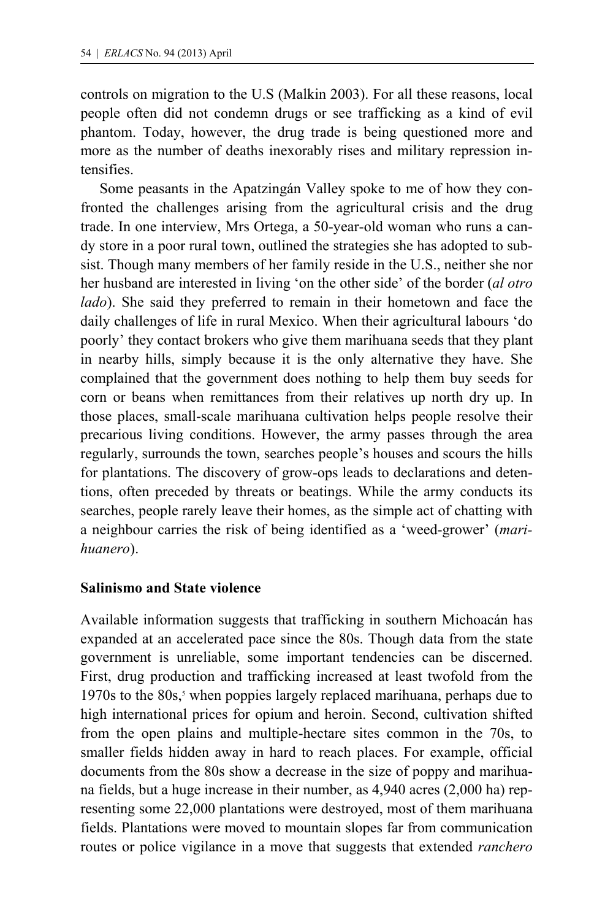controls on migration to the U.S (Malkin 2003). For all these reasons, local people often did not condemn drugs or see trafficking as a kind of evil phantom. Today, however, the drug trade is being questioned more and more as the number of deaths inexorably rises and military repression intensifies.

Some peasants in the Apatzingán Valley spoke to me of how they confronted the challenges arising from the agricultural crisis and the drug trade. In one interview, Mrs Ortega, a 50-year-old woman who runs a candy store in a poor rural town, outlined the strategies she has adopted to subsist. Though many members of her family reside in the U.S., neither she nor her husband are interested in living 'on the other side' of the border (*al otro lado*). She said they preferred to remain in their hometown and face the daily challenges of life in rural Mexico. When their agricultural labours 'do poorly' they contact brokers who give them marihuana seeds that they plant in nearby hills, simply because it is the only alternative they have. She complained that the government does nothing to help them buy seeds for corn or beans when remittances from their relatives up north dry up. In those places, small-scale marihuana cultivation helps people resolve their precarious living conditions. However, the army passes through the area regularly, surrounds the town, searches people's houses and scours the hills for plantations. The discovery of grow-ops leads to declarations and detentions, often preceded by threats or beatings. While the army conducts its searches, people rarely leave their homes, as the simple act of chatting with a neighbour carries the risk of being identified as a 'weed-grower' (*marihuanero*).

## Salinismo and State violence

Available information suggests that trafficking in southern Michoacán has expanded at an accelerated pace since the 80s. Though data from the state government is unreliable, some important tendencies can be discerned. First, drug production and trafficking increased at least twofold from the 1970s to the 80s,[5] when poppies largely replaced marihuana, perhaps due to high international prices for opium and heroin. Second, cultivation shifted from the open plains and multiple-hectare sites common in the 70s, to smaller fields hidden away in hard to reach places. For example, official documents from the 80s show a decrease in the size of poppy and marihuana fields, but a huge increase in their number, as 4,940 acres (2,000 ha) representing some 22,000 plantations were destroyed, most of them marihuana fields. Plantations were moved to mountain slopes far from communication routes or police vigilance in a move that suggests that extended *ranchero*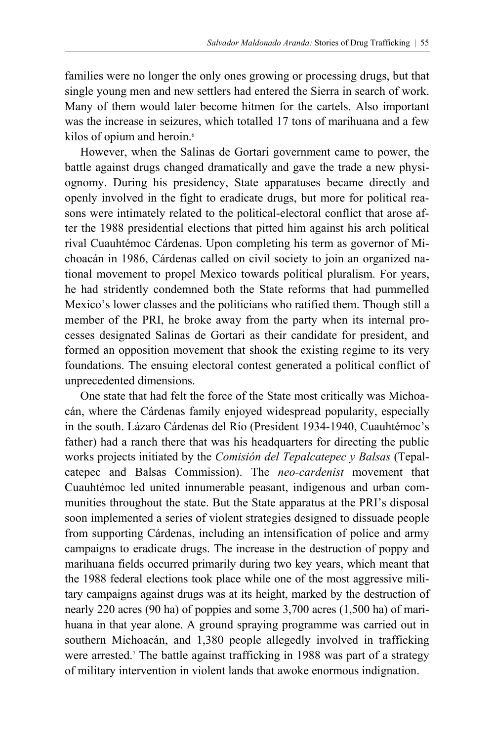families were no longer the only ones growing or processing drugs, but that single young men and new settlers had entered the Sierra in search of work. Many of them would later become hitmen for the cartels. Also important was the increase in seizures, which totalled 17 tons of marihuana and a few kilos of opium and heroin.[6]

However, when the Salinas de Gortari government came to power, the battle against drugs changed dramatically and gave the trade a new physiognomy. During his presidency, State apparatuses became directly and openly involved in the fight to eradicate drugs, but more for political reasons were intimately related to the political-electoral conflict that arose after the 1988 presidential elections that pitted him against his arch political rival Cuauhtémoc Cárdenas. Upon completing his term as governor of Michoacán in 1986, Cárdenas called on civil society to join an organized national movement to propel Mexico towards political pluralism. For years, he had stridently condemned both the State reforms that had pummelled Mexico's lower classes and the politicians who ratified them. Though still a member of the PRI, he broke away from the party when its internal processes designated Salinas de Gortari as their candidate for president, and formed an opposition movement that shook the existing regime to its very foundations. The ensuing electoral contest generated a political conflict of unprecedented dimensions.

One state that had felt the force of the State most critically was Michoacán, where the Cárdenas family enjoyed widespread popularity, especially in the south. Lázaro Cárdenas del Río (President 1934-1940, Cuauhtémoc's father) had a ranch there that was his headquarters for directing the public works projects initiated by the *Comisión del Tepalcatepec y Balsas* (Tepalcatepec and Balsas Commission). The *neo-cardenist* movement that Cuauhtémoc led united innumerable peasant, indigenous and urban communities throughout the state. But the State apparatus at the PRI's disposal soon implemented a series of violent strategies designed to dissuade people from supporting Cárdenas, including an intensification of police and army campaigns to eradicate drugs. The increase in the destruction of poppy and marihuana fields occurred primarily during two key years, which meant that the 1988 federal elections took place while one of the most aggressive military campaigns against drugs was at its height, marked by the destruction of nearly 220 acres (90 ha) of poppies and some 3,700 acres (1,500 ha) of marihuana in that year alone. A ground spraying programme was carried out in southern Michoacán, and 1,380 people allegedly involved in trafficking were arrested.[7] The battle against trafficking in 1988 was part of a strategy of military intervention in violent lands that awoke enormous indignation.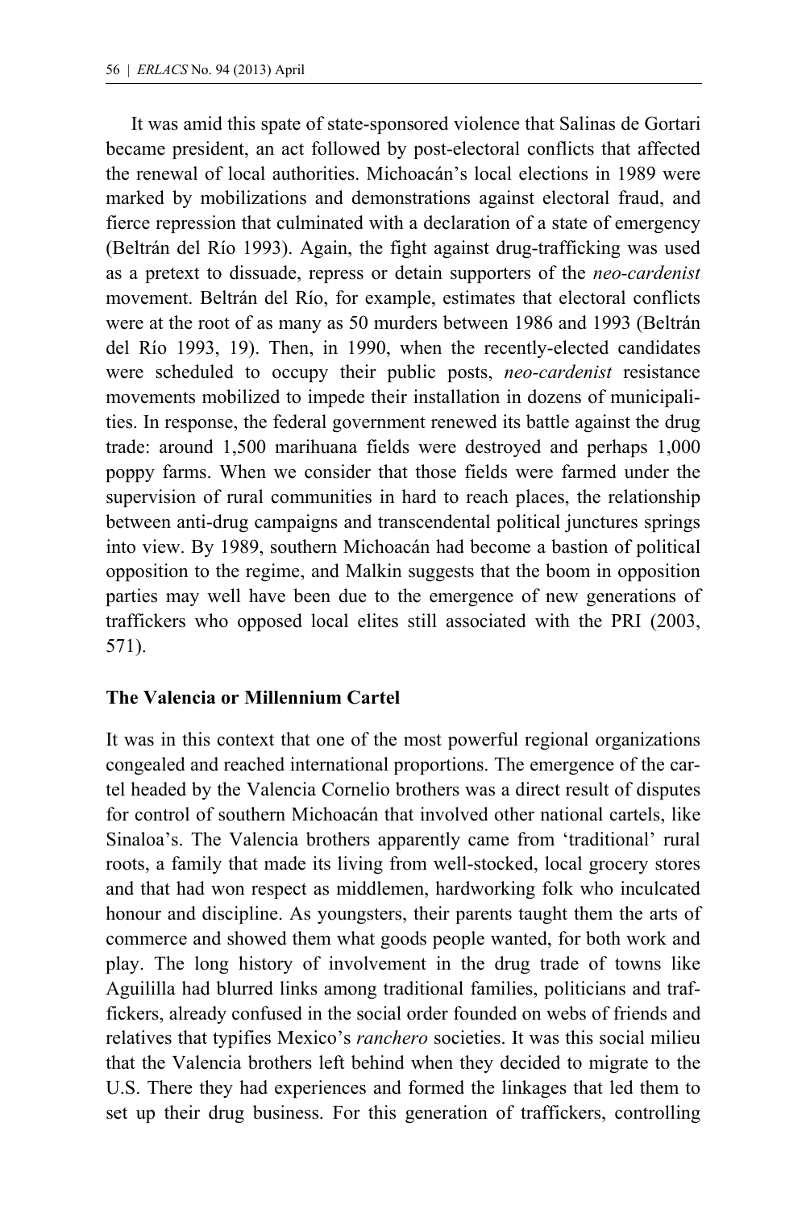It was amid this spate of state-sponsored violence that Salinas de Gortari became president, an act followed by post-electoral conflicts that affected the renewal of local authorities. Michoacán's local elections in 1989 were marked by mobilizations and demonstrations against electoral fraud, and fierce repression that culminated with a declaration of a state of emergency (Beltrán del Río 1993). Again, the fight against drug-trafficking was used as a pretext to dissuade, repress or detain supporters of the *neo-cardenist* movement. Beltrán del Río, for example, estimates that electoral conflicts were at the root of as many as 50 murders between 1986 and 1993 (Beltrán del Río 1993, 19). Then, in 1990, when the recently-elected candidates were scheduled to occupy their public posts, *neo-cardenist* resistance movements mobilized to impede their installation in dozens of municipalities. In response, the federal government renewed its battle against the drug trade: around 1,500 marihuana fields were destroyed and perhaps 1,000 poppy farms. When we consider that those fields were farmed under the supervision of rural communities in hard to reach places, the relationship between anti-drug campaigns and transcendental political junctures springs into view. By 1989, southern Michoacán had become a bastion of political opposition to the regime, and Malkin suggests that the boom in opposition parties may well have been due to the emergence of new generations of traffickers who opposed local elites still associated with the PRI (2003, 571).

## The Valencia or Millennium Cartel

It was in this context that one of the most powerful regional organizations congealed and reached international proportions. The emergence of the cartel headed by the Valencia Cornelio brothers was a direct result of disputes for control of southern Michoacán that involved other national cartels, like Sinaloa's. The Valencia brothers apparently came from 'traditional' rural roots, a family that made its living from well-stocked, local grocery stores and that had won respect as middlemen, hardworking folk who inculcated honour and discipline. As youngsters, their parents taught them the arts of commerce and showed them what goods people wanted, for both work and play. The long history of involvement in the drug trade of towns like Aguililla had blurred links among traditional families, politicians and traffickers, already confused in the social order founded on webs of friends and relatives that typifies Mexico's *ranchero* societies. It was this social milieu that the Valencia brothers left behind when they decided to migrate to the U.S. There they had experiences and formed the linkages that led them to set up their drug business. For this generation of traffickers, controlling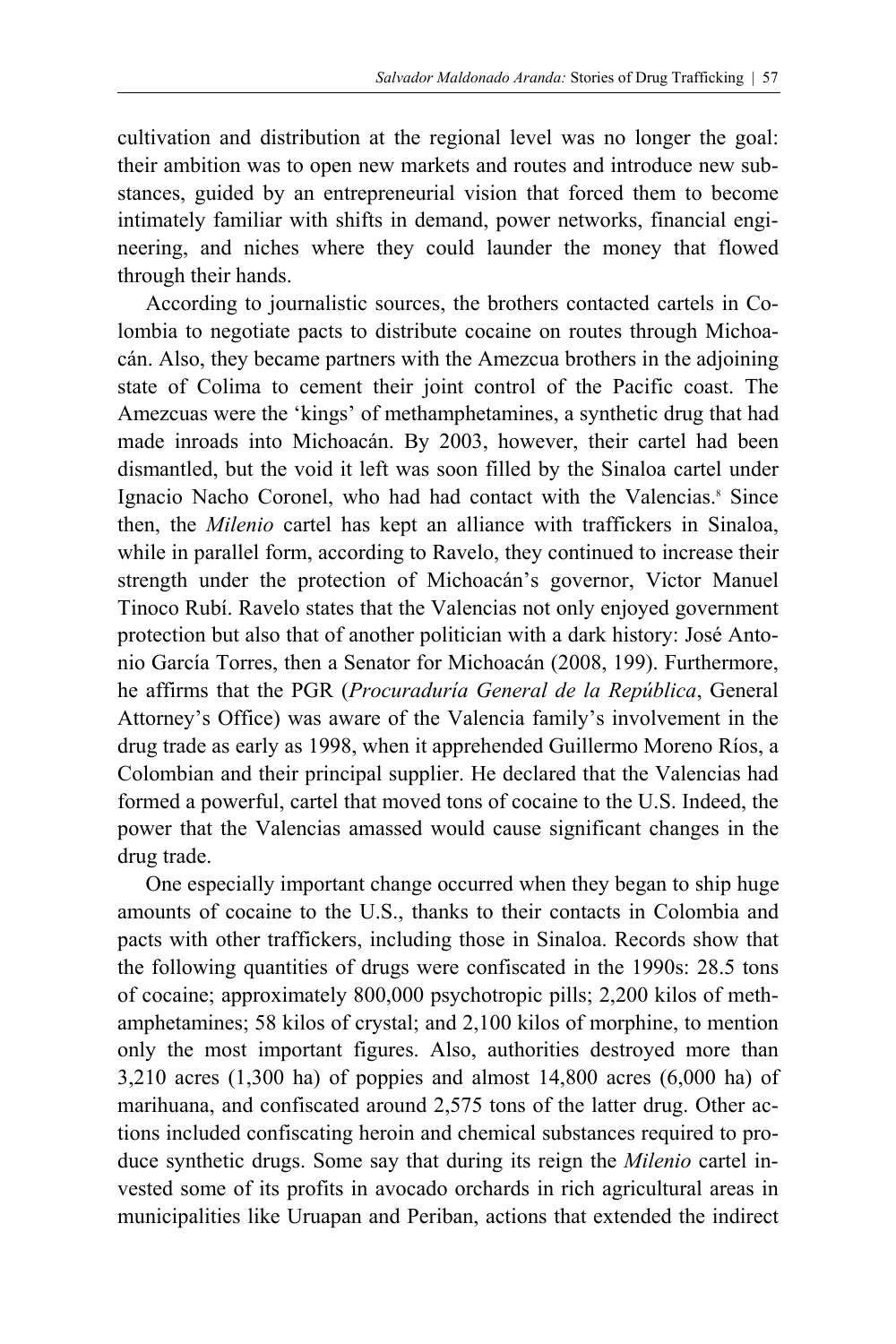cultivation and distribution at the regional level was no longer the goal: their ambition was to open new markets and routes and introduce new substances, guided by an entrepreneurial vision that forced them to become intimately familiar with shifts in demand, power networks, financial engineering, and niches where they could launder the money that flowed through their hands.

According to journalistic sources, the brothers contacted cartels in Colombia to negotiate pacts to distribute cocaine on routes through Michoacán. Also, they became partners with the Amezcua brothers in the adjoining state of Colima to cement their joint control of the Pacific coast. The Amezcuas were the 'kings' of methamphetamines, a synthetic drug that had made inroads into Michoacán. By 2003, however, their cartel had been dismantled, but the void it left was soon filled by the Sinaloa cartel under Ignacio Nacho Coronel, who had had contact with the Valencias.[8] Since then, the *Milenio* cartel has kept an alliance with traffickers in Sinaloa, while in parallel form, according to Ravelo, they continued to increase their strength under the protection of Michoacán's governor, Victor Manuel Tinoco Rubí. Ravelo states that the Valencias not only enjoyed government protection but also that of another politician with a dark history: José Antonio García Torres, then a Senator for Michoacán (2008, 199). Furthermore, he affirms that the PGR (*Procuraduría General de la República*, General Attorney's Office) was aware of the Valencia family's involvement in the drug trade as early as 1998, when it apprehended Guillermo Moreno Ríos, a Colombian and their principal supplier. He declared that the Valencias had formed a powerful, cartel that moved tons of cocaine to the U.S. Indeed, the power that the Valencias amassed would cause significant changes in the drug trade.

One especially important change occurred when they began to ship huge amounts of cocaine to the U.S., thanks to their contacts in Colombia and pacts with other traffickers, including those in Sinaloa. Records show that the following quantities of drugs were confiscated in the 1990s: 28.5 tons of cocaine; approximately 800,000 psychotropic pills; 2,200 kilos of methamphetamines; 58 kilos of crystal; and 2,100 kilos of morphine, to mention only the most important figures. Also, authorities destroyed more than 3,210 acres (1,300 ha) of poppies and almost 14,800 acres (6,000 ha) of marihuana, and confiscated around 2,575 tons of the latter drug. Other actions included confiscating heroin and chemical substances required to produce synthetic drugs. Some say that during its reign the *Milenio* cartel invested some of its profits in avocado orchards in rich agricultural areas in municipalities like Uruapan and Periban, actions that extended the indirect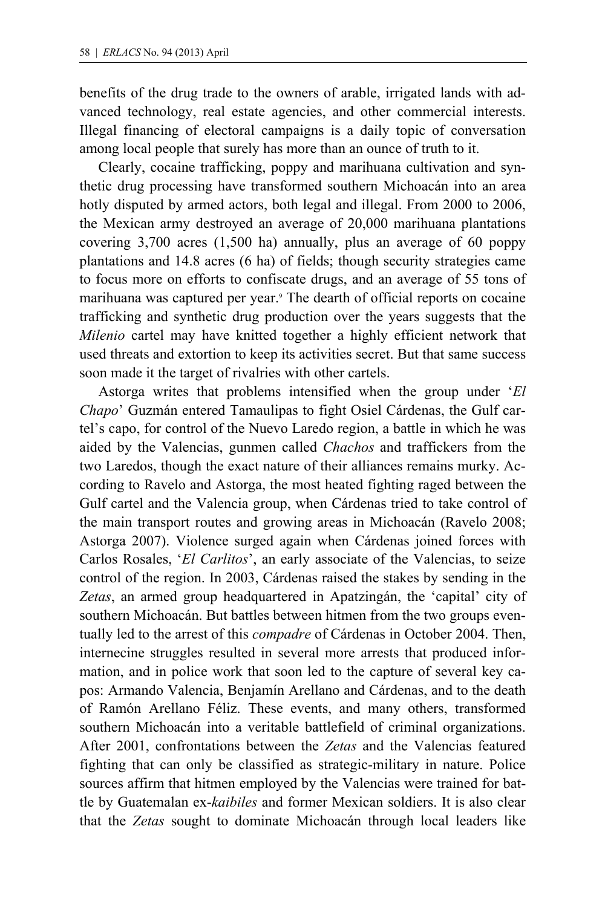benefits of the drug trade to the owners of arable, irrigated lands with advanced technology, real estate agencies, and other commercial interests. Illegal financing of electoral campaigns is a daily topic of conversation among local people that surely has more than an ounce of truth to it.

Clearly, cocaine trafficking, poppy and marihuana cultivation and synthetic drug processing have transformed southern Michoacán into an area hotly disputed by armed actors, both legal and illegal. From 2000 to 2006, the Mexican army destroyed an average of 20,000 marihuana plantations covering 3,700 acres (1,500 ha) annually, plus an average of 60 poppy plantations and 14.8 acres (6 ha) of fields; though security strategies came to focus more on efforts to confiscate drugs, and an average of 55 tons of marihuana was captured per year.[9] The dearth of official reports on cocaine trafficking and synthetic drug production over the years suggests that the *Milenio* cartel may have knitted together a highly efficient network that used threats and extortion to keep its activities secret. But that same success soon made it the target of rivalries with other cartels.

Astorga writes that problems intensified when the group under '*El Chapo*' Guzmán entered Tamaulipas to fight Osiel Cárdenas, the Gulf cartel's capo, for control of the Nuevo Laredo region, a battle in which he was aided by the Valencias, gunmen called *Chachos* and traffickers from the two Laredos, though the exact nature of their alliances remains murky. According to Ravelo and Astorga, the most heated fighting raged between the Gulf cartel and the Valencia group, when Cárdenas tried to take control of the main transport routes and growing areas in Michoacán (Ravelo 2008; Astorga 2007). Violence surged again when Cárdenas joined forces with Carlos Rosales, '*El Carlitos*', an early associate of the Valencias, to seize control of the region. In 2003, Cárdenas raised the stakes by sending in the *Zetas*, an armed group headquartered in Apatzingán, the 'capital' city of southern Michoacán. But battles between hitmen from the two groups eventually led to the arrest of this *compadre* of Cárdenas in October 2004. Then, internecine struggles resulted in several more arrests that produced information, and in police work that soon led to the capture of several key capos: Armando Valencia, Benjamín Arellano and Cárdenas, and to the death of Ramón Arellano Féliz. These events, and many others, transformed southern Michoacán into a veritable battlefield of criminal organizations. After 2001, confrontations between the *Zetas* and the Valencias featured fighting that can only be classified as strategic-military in nature. Police sources affirm that hitmen employed by the Valencias were trained for battle by Guatemalan ex-*kaibiles* and former Mexican soldiers. It is also clear that the *Zetas* sought to dominate Michoacán through local leaders like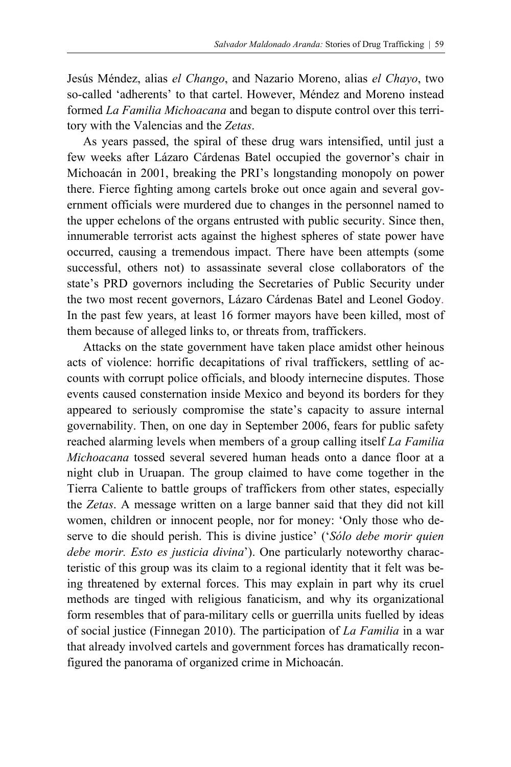Jesús Méndez, alias *el Chango*, and Nazario Moreno, alias *el Chayo*, two so-called 'adherents' to that cartel. However, Méndez and Moreno instead formed *La Familia Michoacana* and began to dispute control over this territory with the Valencias and the *Zetas*.

As years passed, the spiral of these drug wars intensified, until just a few weeks after Lázaro Cárdenas Batel occupied the governor's chair in Michoacán in 2001, breaking the PRI's longstanding monopoly on power there. Fierce fighting among cartels broke out once again and several government officials were murdered due to changes in the personnel named to the upper echelons of the organs entrusted with public security. Since then, innumerable terrorist acts against the highest spheres of state power have occurred, causing a tremendous impact. There have been attempts (some successful, others not) to assassinate several close collaborators of the state's PRD governors including the Secretaries of Public Security under the two most recent governors, Lázaro Cárdenas Batel and Leonel Godoy. In the past few years, at least 16 former mayors have been killed, most of them because of alleged links to, or threats from, traffickers.

Attacks on the state government have taken place amidst other heinous acts of violence: horrific decapitations of rival traffickers, settling of accounts with corrupt police officials, and bloody internecine disputes. Those events caused consternation inside Mexico and beyond its borders for they appeared to seriously compromise the state's capacity to assure internal governability. Then, on one day in September 2006, fears for public safety reached alarming levels when members of a group calling itself *La Familia Michoacana* tossed several severed human heads onto a dance floor at a night club in Uruapan. The group claimed to have come together in the Tierra Caliente to battle groups of traffickers from other states, especially the *Zetas*. A message written on a large banner said that they did not kill women, children or innocent people, nor for money: 'Only those who deserve to die should perish. This is divine justice' ('*Sólo debe morir quien debe morir. Esto es justicia divina*'). One particularly noteworthy characteristic of this group was its claim to a regional identity that it felt was being threatened by external forces. This may explain in part why its cruel methods are tinged with religious fanaticism, and why its organizational form resembles that of para-military cells or guerrilla units fuelled by ideas of social justice (Finnegan 2010). The participation of *La Familia* in a war that already involved cartels and government forces has dramatically reconfigured the panorama of organized crime in Michoacán.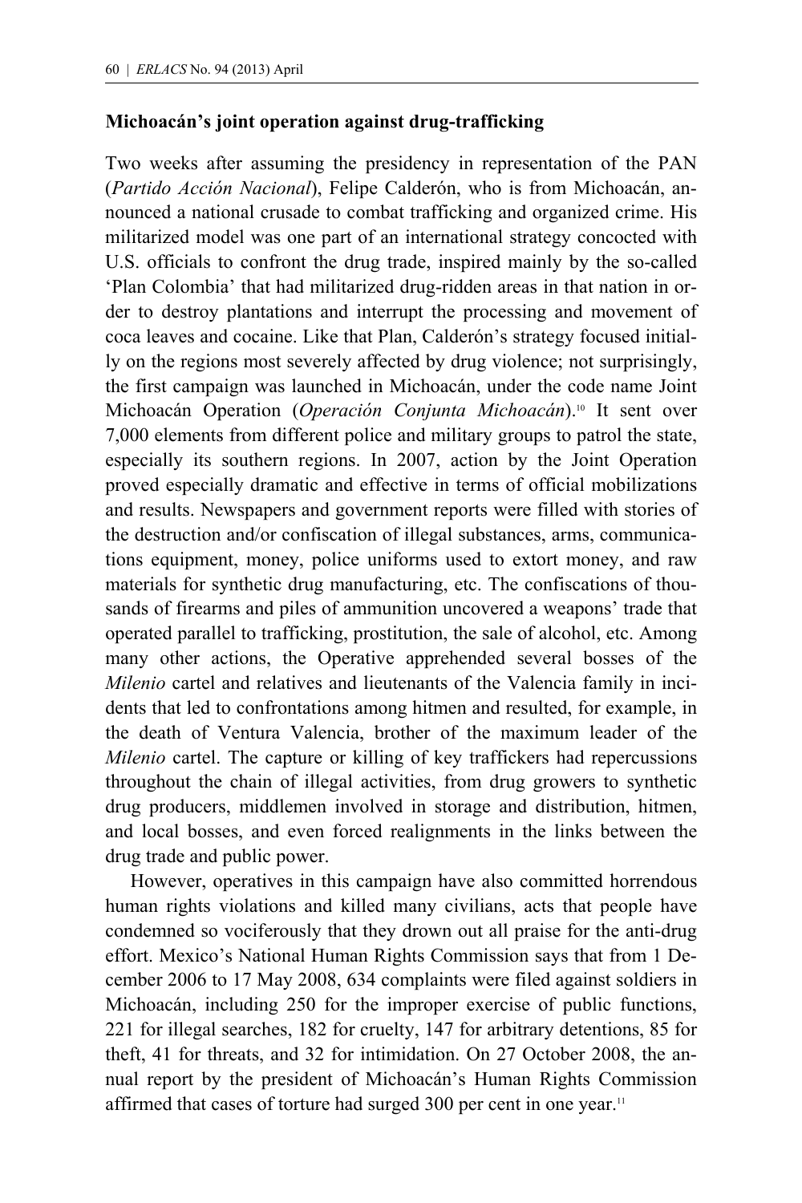## Michoacán's joint operation against drug-trafficking

Two weeks after assuming the presidency in representation of the PAN (*Partido Acción Nacional*), Felipe Calderón, who is from Michoacán, announced a national crusade to combat trafficking and organized crime. His militarized model was one part of an international strategy concocted with U.S. officials to confront the drug trade, inspired mainly by the so-called 'Plan Colombia' that had militarized drug-ridden areas in that nation in order to destroy plantations and interrupt the processing and movement of coca leaves and cocaine. Like that Plan, Calderón's strategy focused initially on the regions most severely affected by drug violence; not surprisingly, the first campaign was launched in Michoacán, under the code name Joint Michoacán Operation (*Operación Conjunta Michoacán*).[10] It sent over 7,000 elements from different police and military groups to patrol the state, especially its southern regions. In 2007, action by the Joint Operation proved especially dramatic and effective in terms of official mobilizations and results. Newspapers and government reports were filled with stories of the destruction and/or confiscation of illegal substances, arms, communications equipment, money, police uniforms used to extort money, and raw materials for synthetic drug manufacturing, etc. The confiscations of thousands of firearms and piles of ammunition uncovered a weapons' trade that operated parallel to trafficking, prostitution, the sale of alcohol, etc. Among many other actions, the Operative apprehended several bosses of the *Milenio* cartel and relatives and lieutenants of the Valencia family in incidents that led to confrontations among hitmen and resulted, for example, in the death of Ventura Valencia, brother of the maximum leader of the *Milenio* cartel. The capture or killing of key traffickers had repercussions throughout the chain of illegal activities, from drug growers to synthetic drug producers, middlemen involved in storage and distribution, hitmen, and local bosses, and even forced realignments in the links between the drug trade and public power.

However, operatives in this campaign have also committed horrendous human rights violations and killed many civilians, acts that people have condemned so vociferously that they drown out all praise for the anti-drug effort. Mexico's National Human Rights Commission says that from 1 December 2006 to 17 May 2008, 634 complaints were filed against soldiers in Michoacán, including 250 for the improper exercise of public functions, 221 for illegal searches, 182 for cruelty, 147 for arbitrary detentions, 85 for theft, 41 for threats, and 32 for intimidation. On 27 October 2008, the annual report by the president of Michoacán's Human Rights Commission affirmed that cases of torture had surged 300 per cent in one year.[11]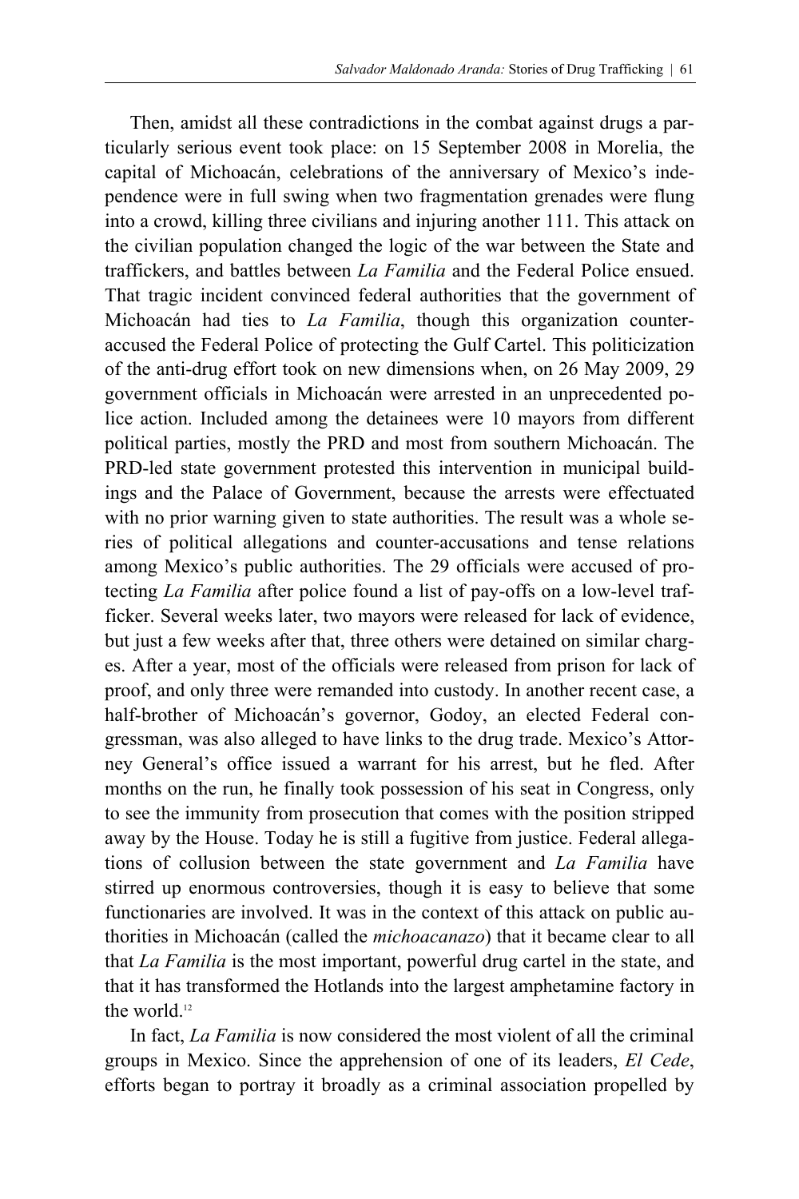Then, amidst all these contradictions in the combat against drugs a particularly serious event took place: on 15 September 2008 in Morelia, the capital of Michoacán, celebrations of the anniversary of Mexico's independence were in full swing when two fragmentation grenades were flung into a crowd, killing three civilians and injuring another 111. This attack on the civilian population changed the logic of the war between the State and traffickers, and battles between *La Familia* and the Federal Police ensued. That tragic incident convinced federal authorities that the government of Michoacán had ties to *La Familia*, though this organization counter-accused the Federal Police of protecting the Gulf Cartel. This politicization of the anti-drug effort took on new dimensions when, on 26 May 2009, 29 government officials in Michoacán were arrested in an unprecedented police action. Included among the detainees were 10 mayors from different political parties, mostly the PRD and most from southern Michoacán. The PRD-led state government protested this intervention in municipal buildings and the Palace of Government, because the arrests were effectuated with no prior warning given to state authorities. The result was a whole series of political allegations and counter-accusations and tense relations among Mexico's public authorities. The 29 officials were accused of protecting *La Familia* after police found a list of pay-offs on a low-level trafficker. Several weeks later, two mayors were released for lack of evidence, but just a few weeks after that, three others were detained on similar charges. After a year, most of the officials were released from prison for lack of proof, and only three were remanded into custody. In another recent case, a half-brother of Michoacán's governor, Godoy, an elected Federal congressman, was also alleged to have links to the drug trade. Mexico's Attorney General's office issued a warrant for his arrest, but he fled. After months on the run, he finally took possession of his seat in Congress, only to see the immunity from prosecution that comes with the position stripped away by the House. Today he is still a fugitive from justice. Federal allegations of collusion between the state government and *La Familia* have stirred up enormous controversies, though it is easy to believe that some functionaries are involved. It was in the context of this attack on public authorities in Michoacán (called the *michoacanazo*) that it became clear to all that *La Familia* is the most important, powerful drug cartel in the state, and that it has transformed the Hotlands into the largest amphetamine factory in the world.[12]

In fact, *La Familia* is now considered the most violent of all the criminal groups in Mexico. Since the apprehension of one of its leaders, *El Cede*, efforts began to portray it broadly as a criminal association propelled by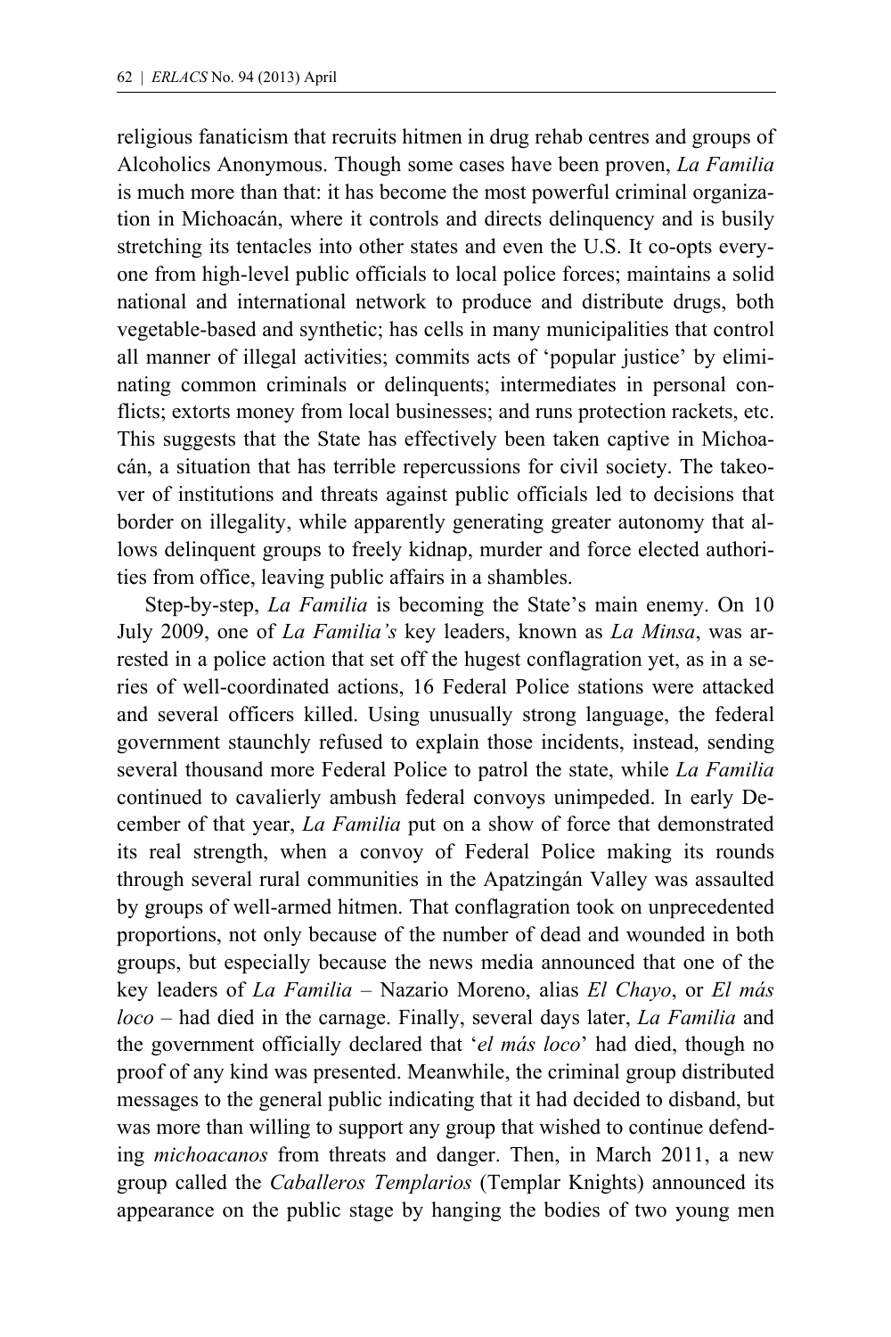religious fanaticism that recruits hitmen in drug rehab centres and groups of Alcoholics Anonymous. Though some cases have been proven, *La Familia* is much more than that: it has become the most powerful criminal organization in Michoacán, where it controls and directs delinquency and is busily stretching its tentacles into other states and even the U.S. It co-opts everyone from high-level public officials to local police forces; maintains a solid national and international network to produce and distribute drugs, both vegetable-based and synthetic; has cells in many municipalities that control all manner of illegal activities; commits acts of 'popular justice' by eliminating common criminals or delinquents; intermediates in personal conflicts; extorts money from local businesses; and runs protection rackets, etc. This suggests that the State has effectively been taken captive in Michoacán, a situation that has terrible repercussions for civil society. The takeover of institutions and threats against public officials led to decisions that border on illegality, while apparently generating greater autonomy that allows delinquent groups to freely kidnap, murder and force elected authorities from office, leaving public affairs in a shambles.

Step-by-step, *La Familia* is becoming the State's main enemy. On 10 July 2009, one of *La Familia's* key leaders, known as *La Minsa*, was arrested in a police action that set off the hugest conflagration yet, as in a series of well-coordinated actions, 16 Federal Police stations were attacked and several officers killed. Using unusually strong language, the federal government staunchly refused to explain those incidents, instead, sending several thousand more Federal Police to patrol the state, while *La Familia* continued to cavalierly ambush federal convoys unimpeded. In early December of that year, *La Familia* put on a show of force that demonstrated its real strength, when a convoy of Federal Police making its rounds through several rural communities in the Apatzingán Valley was assaulted by groups of well-armed hitmen. That conflagration took on unprecedented proportions, not only because of the number of dead and wounded in both groups, but especially because the news media announced that one of the key leaders of *La Familia* – Nazario Moreno, alias *El Chayo*, or *El más loco* – had died in the carnage. Finally, several days later, *La Familia* and the government officially declared that '*el más loco*' had died, though no proof of any kind was presented. Meanwhile, the criminal group distributed messages to the general public indicating that it had decided to disband, but was more than willing to support any group that wished to continue defending *michoacanos* from threats and danger. Then, in March 2011, a new group called the *Caballeros Templarios* (Templar Knights) announced its appearance on the public stage by hanging the bodies of two young men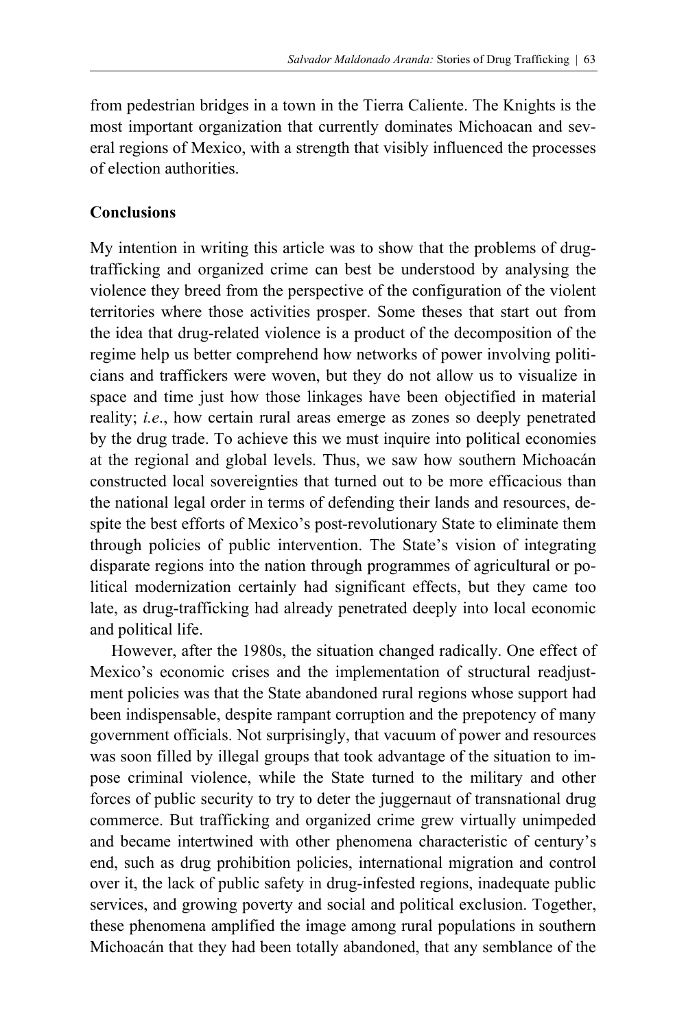from pedestrian bridges in a town in the Tierra Caliente. The Knights is the most important organization that currently dominates Michoacan and several regions of Mexico, with a strength that visibly influenced the processes of election authorities.

## Conclusions

My intention in writing this article was to show that the problems of drug-trafficking and organized crime can best be understood by analysing the violence they breed from the perspective of the configuration of the violent territories where those activities prosper. Some theses that start out from the idea that drug-related violence is a product of the decomposition of the regime help us better comprehend how networks of power involving politicians and traffickers were woven, but they do not allow us to visualize in space and time just how those linkages have been objectified in material reality; *i.e*., how certain rural areas emerge as zones so deeply penetrated by the drug trade. To achieve this we must inquire into political economies at the regional and global levels. Thus, we saw how southern Michoacán constructed local sovereignties that turned out to be more efficacious than the national legal order in terms of defending their lands and resources, despite the best efforts of Mexico's post-revolutionary State to eliminate them through policies of public intervention. The State's vision of integrating disparate regions into the nation through programmes of agricultural or political modernization certainly had significant effects, but they came too late, as drug-trafficking had already penetrated deeply into local economic and political life.

However, after the 1980s, the situation changed radically. One effect of Mexico's economic crises and the implementation of structural readjustment policies was that the State abandoned rural regions whose support had been indispensable, despite rampant corruption and the prepotency of many government officials. Not surprisingly, that vacuum of power and resources was soon filled by illegal groups that took advantage of the situation to impose criminal violence, while the State turned to the military and other forces of public security to try to deter the juggernaut of transnational drug commerce. But trafficking and organized crime grew virtually unimpeded and became intertwined with other phenomena characteristic of century's end, such as drug prohibition policies, international migration and control over it, the lack of public safety in drug-infested regions, inadequate public services, and growing poverty and social and political exclusion. Together, these phenomena amplified the image among rural populations in southern Michoacán that they had been totally abandoned, that any semblance of the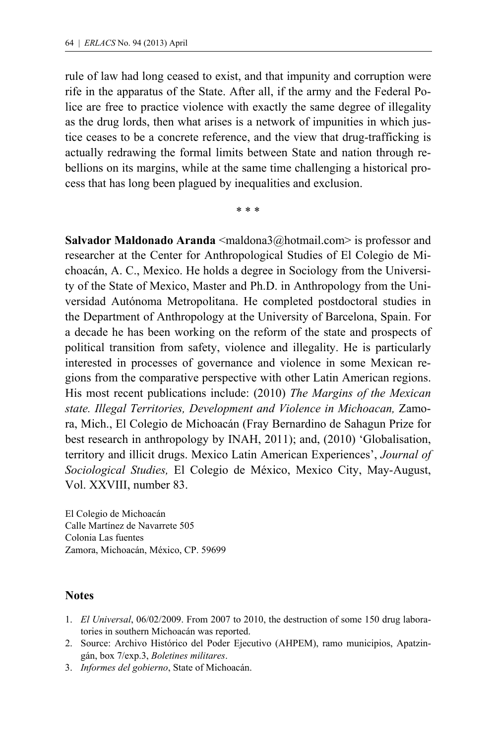rule of law had long ceased to exist, and that impunity and corruption were rife in the apparatus of the State. After all, if the army and the Federal Police are free to practice violence with exactly the same degree of illegality as the drug lords, then what arises is a network of impunities in which justice ceases to be a concrete reference, and the view that drug-trafficking is actually redrawing the formal limits between State and nation through rebellions on its margins, while at the same time challenging a historical process that has long been plagued by inequalities and exclusion.

\* \* \*

**Salvador Maldonado Aranda** <maldona3@hotmail.com> is professor and researcher at the Center for Anthropological Studies of El Colegio de Michoacán, A. C., Mexico. He holds a degree in Sociology from the University of the State of Mexico, Master and Ph.D. in Anthropology from the Universidad Autónoma Metropolitana. He completed postdoctoral studies in the Department of Anthropology at the University of Barcelona, Spain. For a decade he has been working on the reform of the state and prospects of political transition from safety, violence and illegality. He is particularly interested in processes of governance and violence in some Mexican regions from the comparative perspective with other Latin American regions. His most recent publications include: (2010) *The Margins of the Mexican state. Illegal Territories, Development and Violence in Michoacan,* Zamora, Mich., El Colegio de Michoacán (Fray Bernardino de Sahagun Prize for best research in anthropology by INAH, 2011); and, (2010) 'Globalisation, territory and illicit drugs. Mexico Latin American Experiences', *Journal of Sociological Studies,* El Colegio de México, Mexico City, May-August, Vol. XXVIII, number 83.

El Colegio de Michoacán
Calle Martínez de Navarrete 505
Colonia Las fuentes
Zamora, Michoacán, México, CP. 59699

## Notes

1. *El Universal*, 06/02/2009. From 2007 to 2010, the destruction of some 150 drug laboratories in southern Michoacán was reported.
2. Source: Archivo Histórico del Poder Ejecutivo (AHPEM), ramo municipios, Apatzingán, box 7/exp.3, *Boletines militares*.
3. *Informes del gobierno*, State of Michoacán.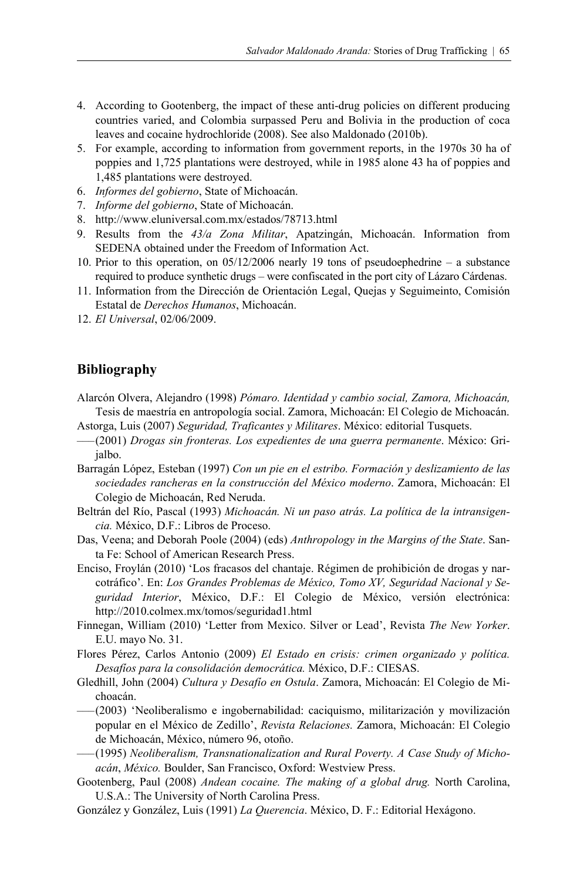4. According to Gootenberg, the impact of these anti-drug policies on different producing countries varied, and Colombia surpassed Peru and Bolivia in the production of coca leaves and cocaine hydrochloride (2008). See also Maldonado (2010b).
5. For example, according to information from government reports, in the 1970s 30 ha of poppies and 1,725 plantations were destroyed, while in 1985 alone 43 ha of poppies and 1,485 plantations were destroyed.
6. *Informes del gobierno*, State of Michoacán.
7. *Informe del gobierno*, State of Michoacán.
8. http://www.eluniversal.com.mx/estados/78713.html
9. Results from the *43/a Zona Militar*, Apatzingán, Michoacán. Information from SEDENA obtained under the Freedom of Information Act.
10. Prior to this operation, on 05/12/2006 nearly 19 tons of pseudoephedrine – a substance required to produce synthetic drugs – were confiscated in the port city of Lázaro Cárdenas.
11. Information from the Dirección de Orientación Legal, Quejas y Seguimeinto, Comisión Estatal de *Derechos Humanos*, Michoacán.
12. *El Universal*, 02/06/2009.

## Bibliography

Alarcón Olvera, Alejandro (1998) *Pómaro. Identidad y cambio social, Zamora, Michoacán,* Tesis de maestría en antropología social. Zamora, Michoacán: El Colegio de Michoacán.

Astorga, Luis (2007) *Seguridad, Traficantes y Militares*. México: editorial Tusquets.

——(2001) *Drogas sin fronteras. Los expedientes de una guerra permanente*. México: Grijalbo.

Barragán López, Esteban (1997) *Con un pie en el estribo. Formación y deslizamiento de las sociedades rancheras en la construcción del México moderno*. Zamora, Michoacán: El Colegio de Michoacán.

Beltrán del Río, Pascal (1993) *Michoacán. Ni un paso atrás. La política de la intransigencia.* México, D.F.: Libros de Proceso.

Das, Veena; and Deborah Poole (2004) (eds) *Anthropology in the Margins of the State*. Santa Fe: School of American Research Press.

Enciso, Froylán (2010) 'Los fracasos del chantaje. Régimen de prohibición de drogas y narcotráfico'. En: *Los Grandes Problemas de México, Tomo XV, Seguridad Nacional y Seguridad Interior*, México, D.F.: El Colegio de México, versión electrónica: http://2010.colmex.mx/tomos/seguridad1.html

Finnegan, William (2010) 'Letter from Mexico. Silver or Lead', Revista *The New Yorker*. E.U. mayo No. 31.

Flores Pérez, Carlos Antonio (2009) *El Estado en crisis: crimen organizado y política. Desafíos para la consolidación democrática.* México, D.F.: CIESAS.

Gledhill, John (2004) *Cultura y Desafío en Ostula*. Zamora, Michoacán: El Colegio de Michoacán.

——(2003) 'Neoliberalismo e ingobernabilidad: caciquismo, militarización y movilización popular en el México de Zedillo', *Revista Relaciones.* Zamora, Michoacán: El Colegio de Michoacán, México, número 96, otoño.

——(1995) *Neoliberalism, Transnationalization and Rural Poverty. A Case Study of Michoacán*, *México.* Boulder, San Francisco, Oxford: Westview Press.

Gootenberg, Paul (2008) *Andean cocaine. The making of a global drug.* North Carolina, U.S.A.: The University of North Carolina Press.

González y González, Luis (1991) *La Querencia*. México, D. F.: Editorial Hexágono.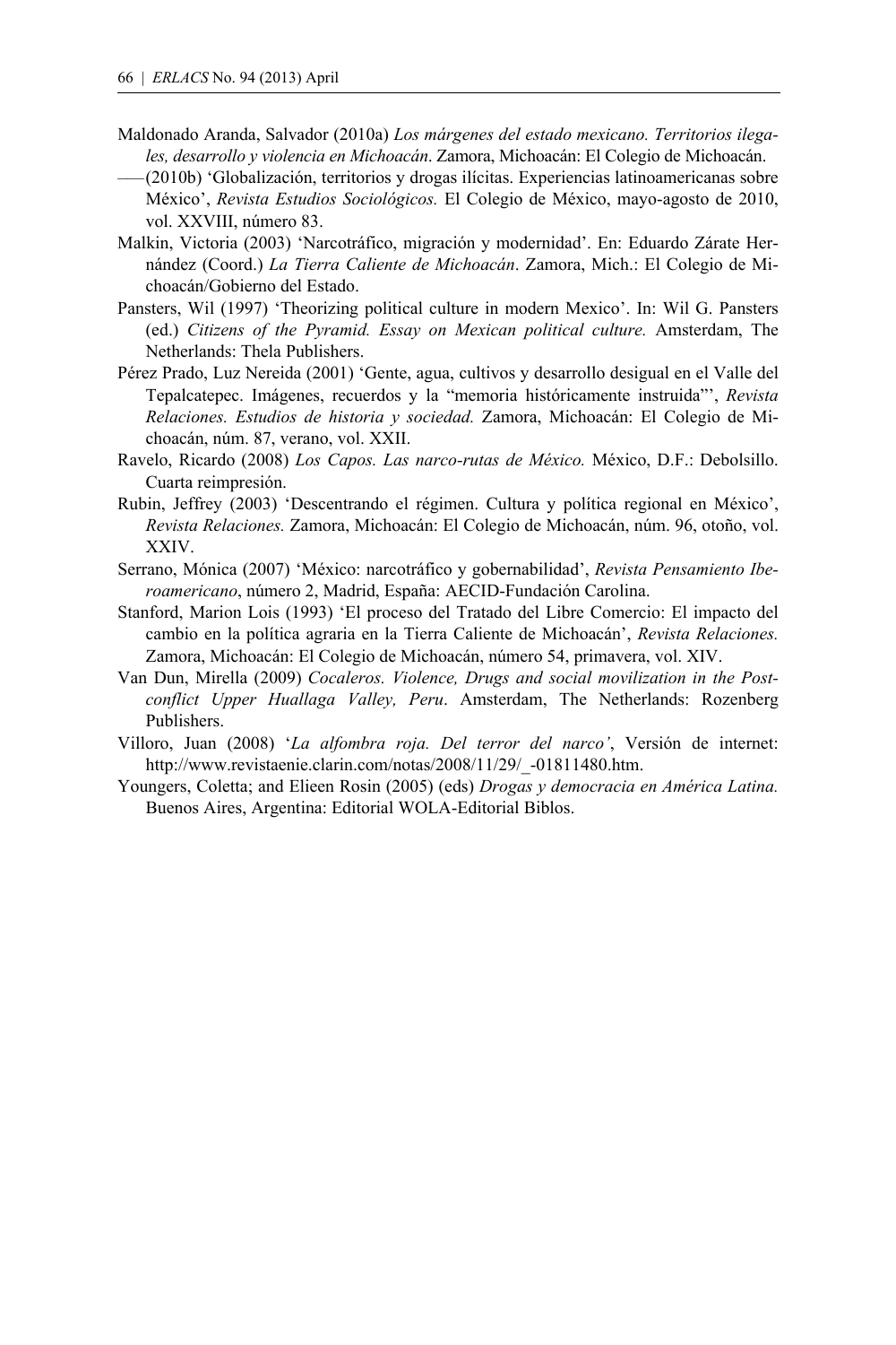Maldonado Aranda, Salvador (2010a) *Los márgenes del estado mexicano. Territorios ilegales, desarrollo y violencia en Michoacán*. Zamora, Michoacán: El Colegio de Michoacán.

——(2010b) 'Globalización, territorios y drogas ilícitas. Experiencias latinoamericanas sobre México', *Revista Estudios Sociológicos.* El Colegio de México, mayo-agosto de 2010, vol. XXVIII, número 83.

Malkin, Victoria (2003) 'Narcotráfico, migración y modernidad'. En: Eduardo Zárate Hernández (Coord.) *La Tierra Caliente de Michoacán*. Zamora, Mich.: El Colegio de Michoacán/Gobierno del Estado.

Pansters, Wil (1997) 'Theorizing political culture in modern Mexico'. In: Wil G. Pansters (ed.) *Citizens of the Pyramid. Essay on Mexican political culture.* Amsterdam, The Netherlands: Thela Publishers.

Pérez Prado, Luz Nereida (2001) 'Gente, agua, cultivos y desarrollo desigual en el Valle del Tepalcatepec. Imágenes, recuerdos y la "memoria históricamente instruida"', *Revista Relaciones. Estudios de historia y sociedad.* Zamora, Michoacán: El Colegio de Michoacán, núm. 87, verano, vol. XXII.

Ravelo, Ricardo (2008) *Los Capos. Las narco-rutas de México.* México, D.F.: Debolsillo. Cuarta reimpresión.

Rubin, Jeffrey (2003) 'Descentrando el régimen. Cultura y política regional en México', *Revista Relaciones.* Zamora, Michoacán: El Colegio de Michoacán, núm. 96, otoño, vol. XXIV.

Serrano, Mónica (2007) 'México: narcotráfico y gobernabilidad', *Revista Pensamiento Iberoamericano*, número 2, Madrid, España: AECID-Fundación Carolina.

Stanford, Marion Lois (1993) 'El proceso del Tratado del Libre Comercio: El impacto del cambio en la política agraria en la Tierra Caliente de Michoacán', *Revista Relaciones.* Zamora, Michoacán: El Colegio de Michoacán, número 54, primavera, vol. XIV.

Van Dun, Mirella (2009) *Cocaleros. Violence, Drugs and social movilization in the Post-conflict Upper Huallaga Valley, Peru*. Amsterdam, The Netherlands: Rozenberg Publishers.

Villoro, Juan (2008) '*La alfombra roja. Del terror del narco'*, Versión de internet: http://www.revistaenie.clarin.com/notas/2008/11/29/_-01811480.htm.

Youngers, Coletta; and Elieen Rosin (2005) (eds) *Drogas y democracia en América Latina.* Buenos Aires, Argentina: Editorial WOLA-Editorial Biblos.